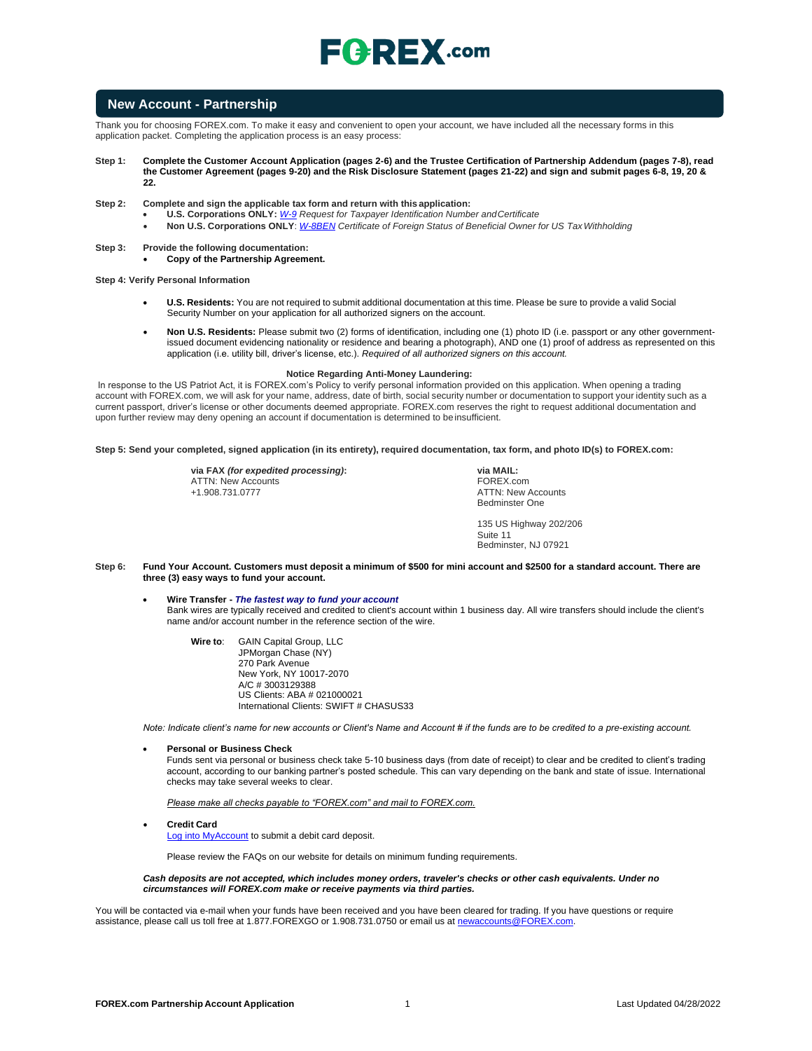# FOREX.com

## New Account - Partnership

Thank you for choosing FOREX.com. To make it easy and convenient to open your account, we have included all the necessary forms in this application packet. Completing the application process is an easy process:

**Step 1: Complete the Customer Account Application (pages 2-6) and the Trustee Certification of Partnership Addendum (pages 7-8), read the Customer Agreement (pages 9-20) and the Risk Disclosure Statement (pages 21-22) and sign and submit pages 6-8, 19, 20 & 22.**

**Step 2: Complete and sign the applicable tax form and return with this application:**

- **U.S. Corporations ONLY:** *W-9 Request for Taxpayer Identification Number and Certificate*
- **Non U.S. Corporations ONLY**: *W-8BEN Certificate of Foreign Status of Beneficial Owner for US Tax Withholding*

**Step 3: Provide the following documentation:**

- **Copy of the Partnership Agreement.**

**Step 4: Verify Personal Information**

- **U.S. Residents:** You are not required to submit additional documentation at this time. Please be sure to provide a valid Social Security Number on your application for all authorized signers on the account.
- **Non U.S. Residents:** Please submit two (2) forms of identification, including one (1) photo ID (i.e. passport or any other government-issued document evidencing nationality or residence and bearing a photograph), AND one (1) proof of address as represented on this application (i.e. utility bill, driver's license, etc.). *Required of all authorized signers on this account.*

**Notice Regarding Anti-Money Laundering:**

In response to the US Patriot Act, it is FOREX.com's Policy to verify personal information provided on this application. When opening a trading account with FOREX.com, we will ask for your name, address, date of birth, social security number or documentation to support your identity such as a current passport, driver's license or other documents deemed appropriate. FOREX.com reserves the right to request additional documentation and upon further review may deny opening an account if documentation is determined to be insufficient.

**Step 5: Send your completed, signed application (in its entirety), required documentation, tax form, and photo ID(s) to FOREX.com:**

**via FAX** ***(for expedited processing)*****:**
ATTN: New Accounts
+1.908.731.0777

**via MAIL:**
FOREX.com
ATTN: New Accounts
Bedminster One

135 US Highway 202/206
Suite 11
Bedminster, NJ 07921

**Step 6: Fund Your Account. Customers must deposit a minimum of $500 for mini account and $2500 for a standard account. There are three (3) easy ways to fund your account.**

- **Wire Transfer -** ***The fastest way to fund your account***
  Bank wires are typically received and credited to client's account within 1 business day. All wire transfers should include the client's name and/or account number in the reference section of the wire.

  **Wire to**: GAIN Capital Group, LLC
  JPMorgan Chase (NY)
  270 Park Avenue
  New York, NY 10017-2070
  A/C # 3003129388
  US Clients: ABA # 021000021
  International Clients: SWIFT # CHASUS33

*Note: Indicate client's name for new accounts or Client's Name and Account # if the funds are to be credited to a pre-existing account.*

- **Personal or Business Check**
  Funds sent via personal or business check take 5-10 business days (from date of receipt) to clear and be credited to client's trading account, according to our banking partner's posted schedule. This can vary depending on the bank and state of issue. International checks may take several weeks to clear.

  *Please make all checks payable to "FOREX.com" and mail to FOREX.com.*

- **Credit Card**
  Log into MyAccount to submit a debit card deposit.

  Please review the FAQs on our website for details on minimum funding requirements.

***Cash deposits are not accepted, which includes money orders, traveler's checks or other cash equivalents. Under no circumstances will FOREX.com make or receive payments via third parties.***

You will be contacted via e-mail when your funds have been received and you have been cleared for trading. If you have questions or require assistance, please call us toll free at 1.877.FOREXGO or 1.908.731.0750 or email us at newaccounts@FOREX.com.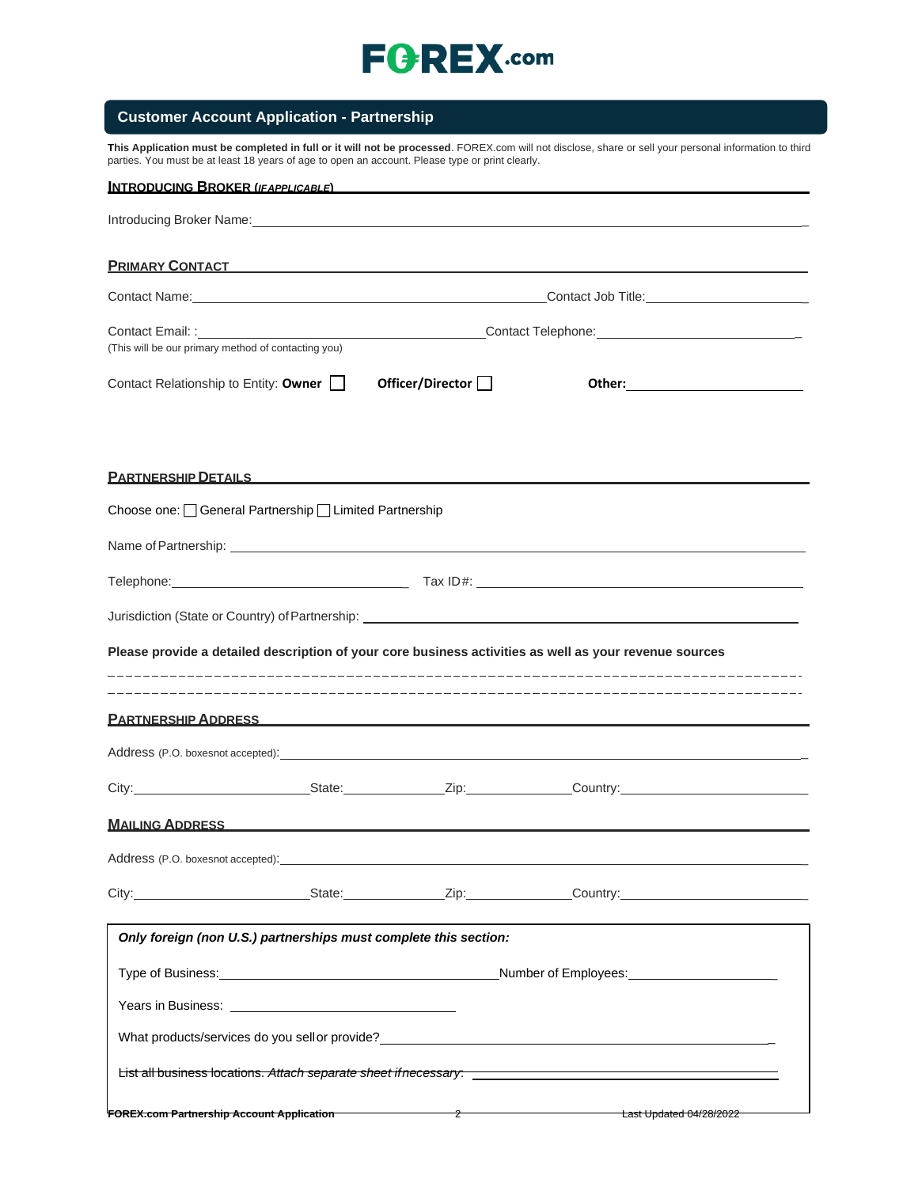# FOREX.com

## Customer Account Application - Partnership

**This Application must be completed in full or it will not be processed**. FOREX.com will not disclose, share or sell your personal information to third parties. You must be at least 18 years of age to open an account. Please type or print clearly.

### INTRODUCING BROKER (*IF APPLICABLE*)

Introducing Broker Name: ______________________________

### PRIMARY CONTACT

Contact Name: ______________________________ Contact Job Title: ______________________________

Contact Email: : ______________________________ Contact Telephone: ______________________________
(This will be our primary method of contacting you)

Contact Relationship to Entity: **Owner** ☐ **Officer/Director** ☐ **Other:** ______________________________

### PARTNERSHIP DETAILS

Choose one: ☐ General Partnership ☐ Limited Partnership

Name of Partnership: ______________________________

Telephone: ______________________________ Tax ID#: ______________________________

Jurisdiction (State or Country) of Partnership: ______________________________

**Please provide a detailed description of your core business activities as well as your revenue sources**

_ _ _ _ _ _ _ _ _ _ _ _ _ _ _ _ _ _ _ _ _ _ _ _ _ _ _ _ _ _ _ _ _ _ _ _ _ _ _ _

_ _ _ _ _ _ _ _ _ _ _ _ _ _ _ _ _ _ _ _ _ _ _ _ _ _ _ _ _ _ _ _ _ _ _ _ _ _ _ _

### PARTNERSHIP ADDRESS

Address (P.O. boxes not accepted): ______________________________

City: ______________ State: ______________ Zip: ______________ Country: ______________

### MAILING ADDRESS

Address (P.O. boxes not accepted): ______________________________

City: ______________ State: ______________ Zip: ______________ Country: ______________

***Only foreign (non U.S.) partnerships must complete this section:***

Type of Business: ______________________________ Number of Employees: ______________________________

Years in Business: ______________________________

What products/services do you sell or provide? ______________________________

List all business locations. *Attach separate sheet if necessary:* ______________________________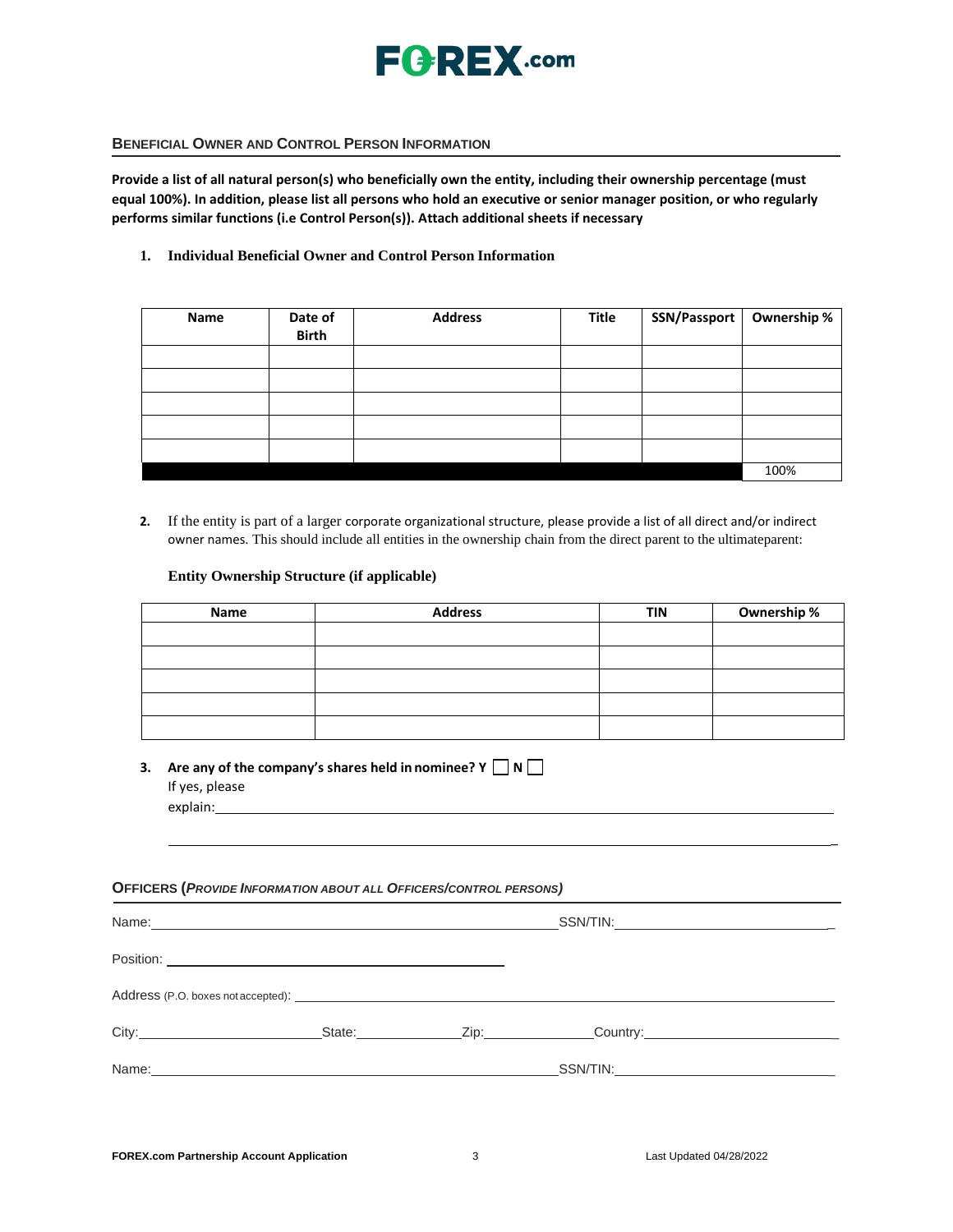## Beneficial Owner and Control Person Information

**Provide a list of all natural person(s) who beneficially own the entity, including their ownership percentage (must equal 100%). In addition, please list all persons who hold an executive or senior manager position, or who regularly performs similar functions (i.e Control Person(s)). Attach additional sheets if necessary**

**1. Individual Beneficial Owner and Control Person Information**

| Name | Date of Birth | Address | Title | SSN/Passport | Ownership % |
|---|---|---|---|---|---|
| | | | | | |
| | | | | | |
| | | | | | |
| | | | | | |
| | | | | | |
| | | | | | 100% |

**2.** If the entity is part of a larger corporate organizational structure, please provide a list of all direct and/or indirect owner names. This should include all entities in the ownership chain from the direct parent to the ultimateparent:

**Entity Ownership Structure (if applicable)**

| Name | Address | TIN | Ownership % |
|---|---|---|---|
| | | | |
| | | | |
| | | | |
| | | | |
| | | | |

**3. Are any of the company's shares held in nominee? Y ☐ N ☐**

If yes, please explain:\_\_\_\_\_\_\_\_\_\_\_\_\_\_\_\_\_\_\_\_\_\_\_\_\_\_\_\_\_\_\_\_\_\_\_\_\_\_\_\_

\_\_\_\_\_\_\_\_\_\_\_\_\_\_\_\_\_\_\_\_\_\_\_\_\_\_\_\_\_\_\_\_\_\_\_\_\_\_\_\_\_\_\_\_\_\_\_\_\_\_\_\_\_\_\_\_

## Officers (*Provide Information about all Officers/control persons*)

Name:\_\_\_\_\_\_\_\_\_\_\_\_\_\_\_\_\_\_\_\_\_\_\_\_\_\_\_\_\_\_ SSN/TIN:\_\_\_\_\_\_\_\_\_\_\_\_\_\_\_\_\_\_\_\_

Position: \_\_\_\_\_\_\_\_\_\_\_\_\_\_\_\_\_\_\_\_\_\_\_\_\_\_\_\_\_\_

Address (P.O. boxes not accepted): \_\_\_\_\_\_\_\_\_\_\_\_\_\_\_\_\_\_\_\_\_\_\_\_\_\_\_\_\_\_\_\_\_\_\_\_\_\_

City:\_\_\_\_\_\_\_\_\_\_\_\_\_\_\_\_ State:\_\_\_\_\_\_\_\_\_\_ Zip:\_\_\_\_\_\_\_\_\_\_ Country:\_\_\_\_\_\_\_\_\_\_\_\_\_\_\_\_

Name:\_\_\_\_\_\_\_\_\_\_\_\_\_\_\_\_\_\_\_\_\_\_\_\_\_\_\_\_\_\_ SSN/TIN:\_\_\_\_\_\_\_\_\_\_\_\_\_\_\_\_\_\_\_\_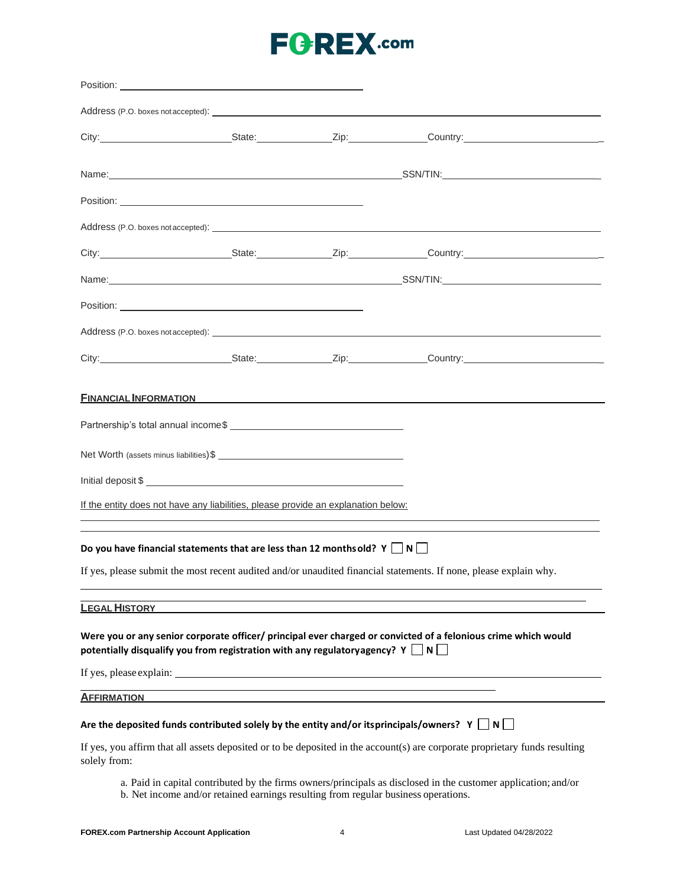Position: ____________________

Address (P.O. boxes not accepted): ____________________

City:____________________ State:__________ Zip:__________ Country:____________________

Name:____________________ SSN/TIN:____________________

Position: ____________________

Address (P.O. boxes not accepted): ____________________

City:____________________ State:__________ Zip:__________ Country:____________________

Name:____________________ SSN/TIN:____________________

Position: ____________________

Address (P.O. boxes not accepted): ____________________

City:____________________ State:__________ Zip:__________ Country:____________________

## FINANCIAL INFORMATION

Partnership's total annual income $ ____________________

Net Worth (assets minus liabilities) $ ____________________

Initial deposit $ ____________________

If the entity does not have any liabilities, please provide an explanation below:

____________________

**Do you have financial statements that are less than 12 months old? Y ☐ N ☐**

If yes, please submit the most recent audited and/or unaudited financial statements. If none, please explain why.

____________________

## LEGAL HISTORY

**Were you or any senior corporate officer/ principal ever charged or convicted of a felonious crime which would potentially disqualify you from registration with any regulatory agency? Y ☐ N ☐**

If yes, please explain: ____________________

## AFFIRMATION

**Are the deposited funds contributed solely by the entity and/or its principals/owners? Y ☐ N ☐**

If yes, you affirm that all assets deposited or to be deposited in the account(s) are corporate proprietary funds resulting solely from:

a. Paid in capital contributed by the firms owners/principals as disclosed in the customer application; and/or
b. Net income and/or retained earnings resulting from regular business operations.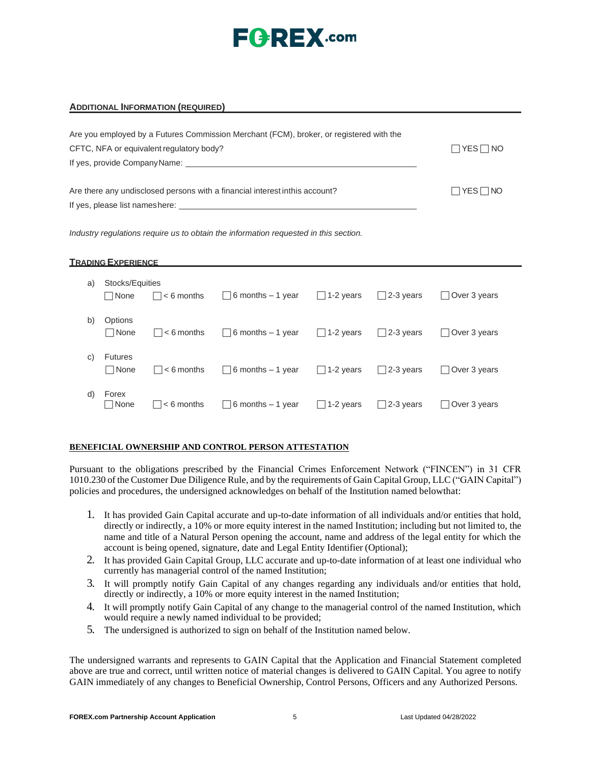## ADDITIONAL INFORMATION (REQUIRED)

Are you employed by a Futures Commission Merchant (FCM), broker, or registered with the CFTC, NFA or equivalent regulatory body? ☐ YES ☐ NO

If yes, provide Company Name: ______________________________

Are there any undisclosed persons with a financial interest in this account? ☐ YES ☐ NO

If yes, please list names here: ______________________________

*Industry regulations require us to obtain the information requested in this section.*

## TRADING EXPERIENCE

a) Stocks/Equities
☐ None ☐ < 6 months ☐ 6 months – 1 year ☐ 1-2 years ☐ 2-3 years ☐ Over 3 years

b) Options
☐ None ☐ < 6 months ☐ 6 months – 1 year ☐ 1-2 years ☐ 2-3 years ☐ Over 3 years

c) Futures
☐ None ☐ < 6 months ☐ 6 months – 1 year ☐ 1-2 years ☐ 2-3 years ☐ Over 3 years

d) Forex
☐ None ☐ < 6 months ☐ 6 months – 1 year ☐ 1-2 years ☐ 2-3 years ☐ Over 3 years

## BENEFICIAL OWNERSHIP AND CONTROL PERSON ATTESTATION

Pursuant to the obligations prescribed by the Financial Crimes Enforcement Network ("FINCEN") in 31 CFR 1010.230 of the Customer Due Diligence Rule, and by the requirements of Gain Capital Group, LLC ("GAIN Capital") policies and procedures, the undersigned acknowledges on behalf of the Institution named below that:

1. It has provided Gain Capital accurate and up-to-date information of all individuals and/or entities that hold, directly or indirectly, a 10% or more equity interest in the named Institution; including but not limited to, the name and title of a Natural Person opening the account, name and address of the legal entity for which the account is being opened, signature, date and Legal Entity Identifier (Optional);
2. It has provided Gain Capital Group, LLC accurate and up-to-date information of at least one individual who currently has managerial control of the named Institution;
3. It will promptly notify Gain Capital of any changes regarding any individuals and/or entities that hold, directly or indirectly, a 10% or more equity interest in the named Institution;
4. It will promptly notify Gain Capital of any change to the managerial control of the named Institution, which would require a newly named individual to be provided;
5. The undersigned is authorized to sign on behalf of the Institution named below.

The undersigned warrants and represents to GAIN Capital that the Application and Financial Statement completed above are true and correct, until written notice of material changes is delivered to GAIN Capital. You agree to notify GAIN immediately of any changes to Beneficial Ownership, Control Persons, Officers and any Authorized Persons.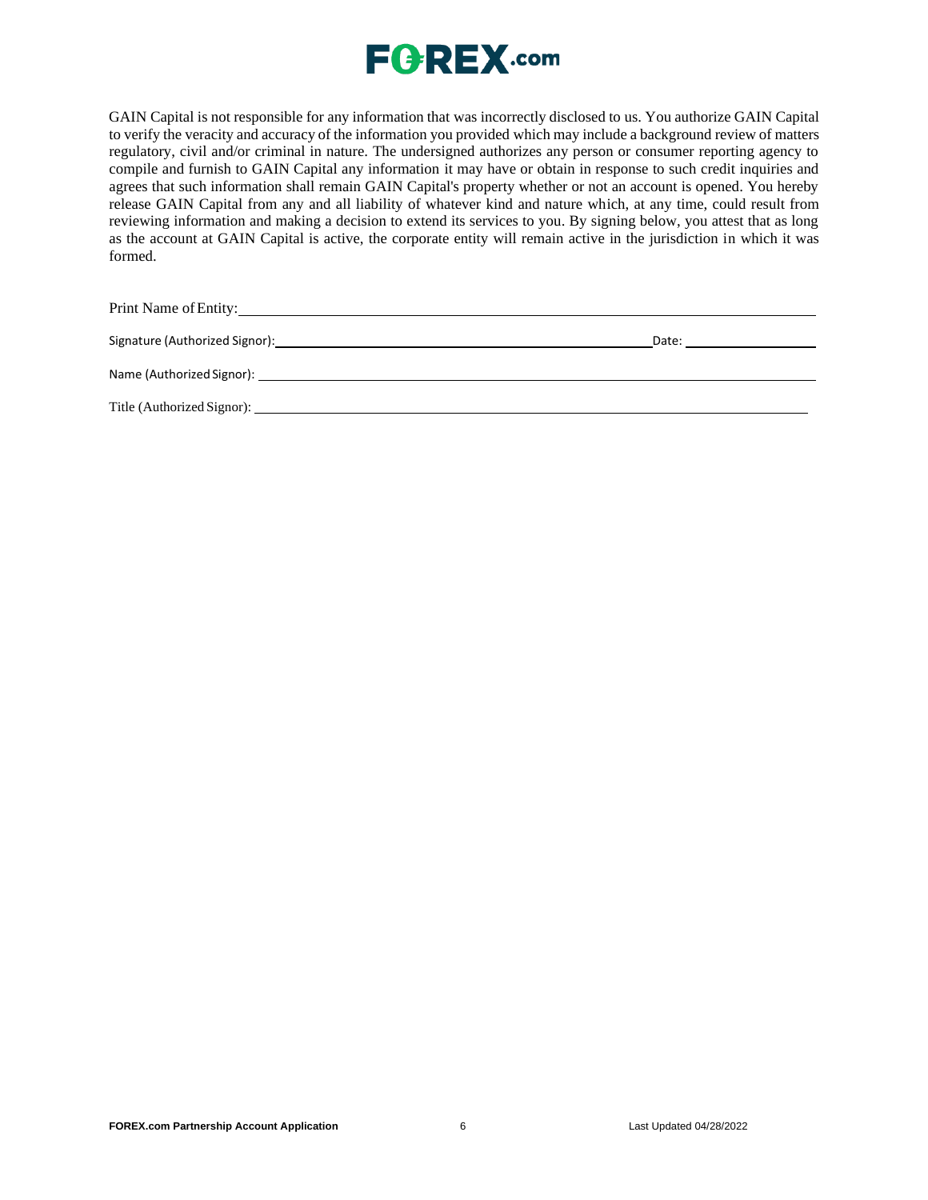GAIN Capital is not responsible for any information that was incorrectly disclosed to us. You authorize GAIN Capital to verify the veracity and accuracy of the information you provided which may include a background review of matters regulatory, civil and/or criminal in nature. The undersigned authorizes any person or consumer reporting agency to compile and furnish to GAIN Capital any information it may have or obtain in response to such credit inquiries and agrees that such information shall remain GAIN Capital's property whether or not an account is opened. You hereby release GAIN Capital from any and all liability of whatever kind and nature which, at any time, could result from reviewing information and making a decision to extend its services to you. By signing below, you attest that as long as the account at GAIN Capital is active, the corporate entity will remain active in the jurisdiction in which it was formed.

Print Name of Entity: ______________________________________________

Signature (Authorized Signor): ______________________________________ Date: ______________

Name (Authorized Signor): __________________________________________

Title (Authorized Signor): ___________________________________________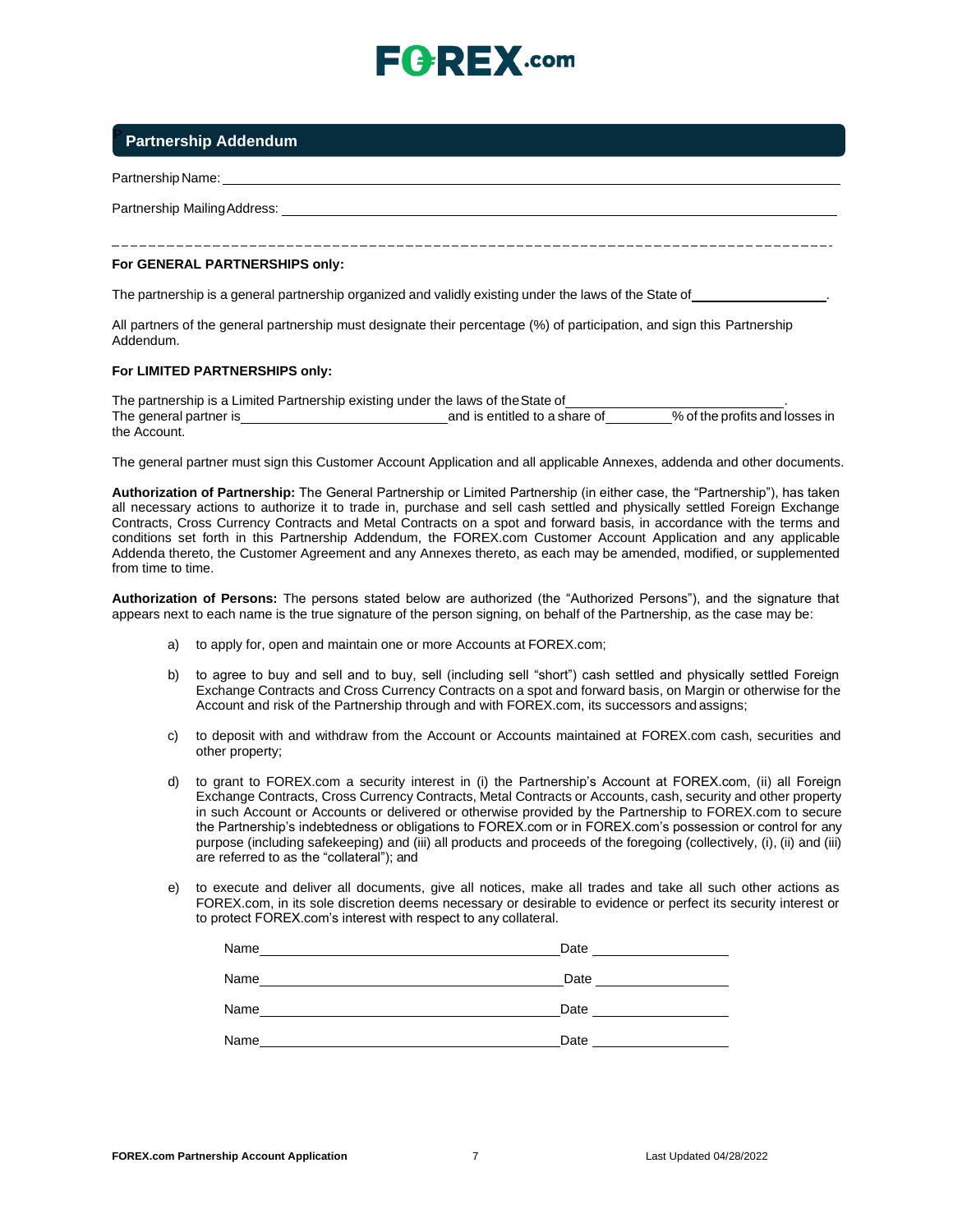## Partnership Addendum

Partnership Name: ____________________

Partnership Mailing Address: ____________________

---

**For GENERAL PARTNERSHIPS only:**

The partnership is a general partnership organized and validly existing under the laws of the State of ____________________.

All partners of the general partnership must designate their percentage (%) of participation, and sign this Partnership Addendum.

**For LIMITED PARTNERSHIPS only:**

The partnership is a Limited Partnership existing under the laws of the State of ____________________.
The general partner is ____________________ and is entitled to a share of __________% of the profits and losses in the Account.

The general partner must sign this Customer Account Application and all applicable Annexes, addenda and other documents.

**Authorization of Partnership:** The General Partnership or Limited Partnership (in either case, the "Partnership"), has taken all necessary actions to authorize it to trade in, purchase and sell cash settled and physically settled Foreign Exchange Contracts, Cross Currency Contracts and Metal Contracts on a spot and forward basis, in accordance with the terms and conditions set forth in this Partnership Addendum, the FOREX.com Customer Account Application and any applicable Addenda thereto, the Customer Agreement and any Annexes thereto, as each may be amended, modified, or supplemented from time to time.

**Authorization of Persons:** The persons stated below are authorized (the "Authorized Persons"), and the signature that appears next to each name is the true signature of the person signing, on behalf of the Partnership, as the case may be:

a) to apply for, open and maintain one or more Accounts at FOREX.com;

b) to agree to buy and sell and to buy, sell (including sell "short") cash settled and physically settled Foreign Exchange Contracts and Cross Currency Contracts on a spot and forward basis, on Margin or otherwise for the Account and risk of the Partnership through and with FOREX.com, its successors and assigns;

c) to deposit with and withdraw from the Account or Accounts maintained at FOREX.com cash, securities and other property;

d) to grant to FOREX.com a security interest in (i) the Partnership's Account at FOREX.com, (ii) all Foreign Exchange Contracts, Cross Currency Contracts, Metal Contracts or Accounts, cash, security and other property in such Account or Accounts or delivered or otherwise provided by the Partnership to FOREX.com to secure the Partnership's indebtedness or obligations to FOREX.com or in FOREX.com's possession or control for any purpose (including safekeeping) and (iii) all products and proceeds of the foregoing (collectively, (i), (ii) and (iii) are referred to as the "collateral"); and

e) to execute and deliver all documents, give all notices, make all trades and take all such other actions as FOREX.com, in its sole discretion deems necessary or desirable to evidence or perfect its security interest or to protect FOREX.com's interest with respect to any collateral.

Name ______________________________ Date ____________________

Name ______________________________ Date ____________________

Name ______________________________ Date ____________________

Name ______________________________ Date ____________________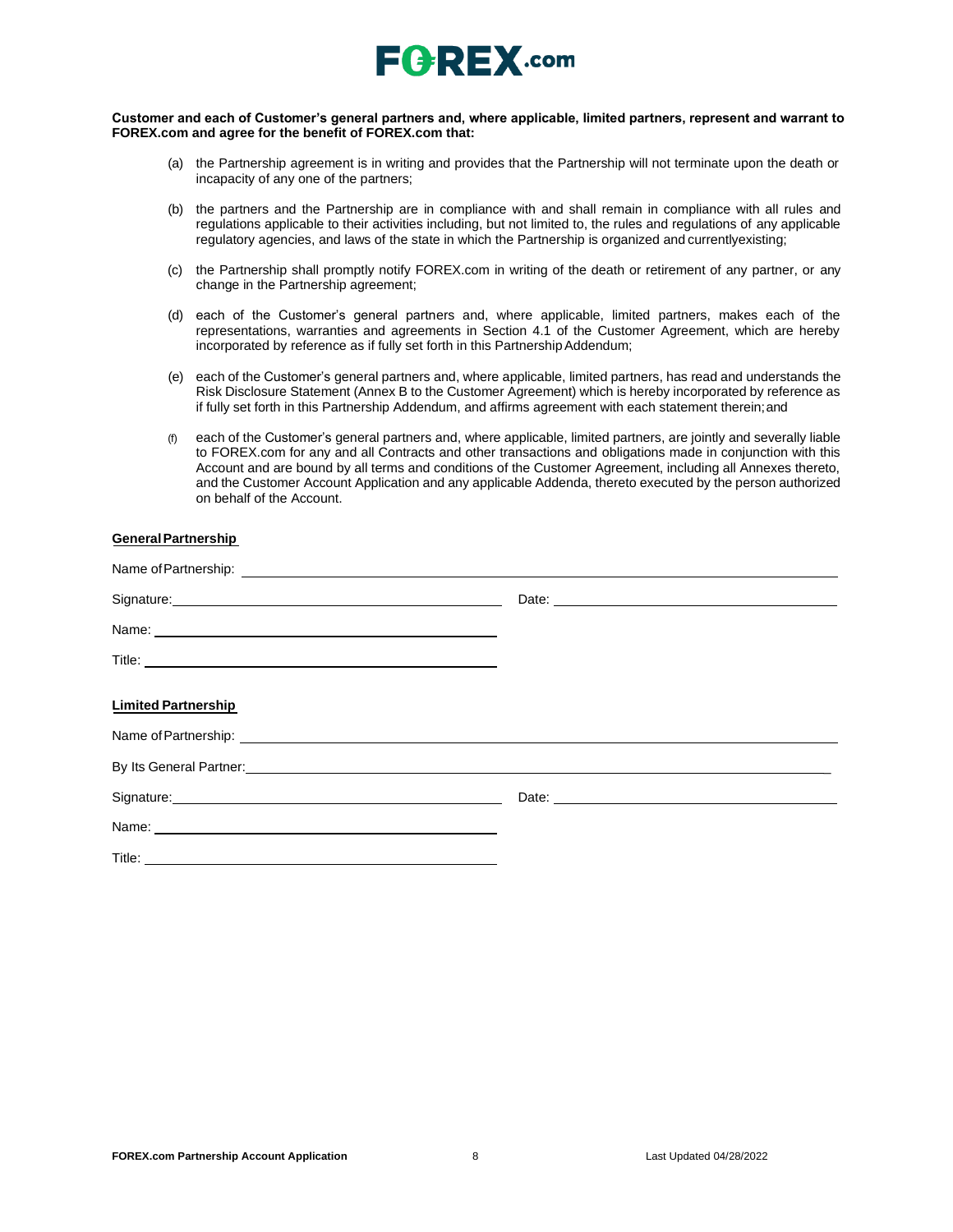**Customer and each of Customer's general partners and, where applicable, limited partners, represent and warrant to FOREX.com and agree for the benefit of FOREX.com that:**

(a) the Partnership agreement is in writing and provides that the Partnership will not terminate upon the death or incapacity of any one of the partners;

(b) the partners and the Partnership are in compliance with and shall remain in compliance with all rules and regulations applicable to their activities including, but not limited to, the rules and regulations of any applicable regulatory agencies, and laws of the state in which the Partnership is organized and currentlyexisting;

(c) the Partnership shall promptly notify FOREX.com in writing of the death or retirement of any partner, or any change in the Partnership agreement;

(d) each of the Customer's general partners and, where applicable, limited partners, makes each of the representations, warranties and agreements in Section 4.1 of the Customer Agreement, which are hereby incorporated by reference as if fully set forth in this Partnership Addendum;

(e) each of the Customer's general partners and, where applicable, limited partners, has read and understands the Risk Disclosure Statement (Annex B to the Customer Agreement) which is hereby incorporated by reference as if fully set forth in this Partnership Addendum, and affirms agreement with each statement therein; and

(f) each of the Customer's general partners and, where applicable, limited partners, are jointly and severally liable to FOREX.com for any and all Contracts and other transactions and obligations made in conjunction with this Account and are bound by all terms and conditions of the Customer Agreement, including all Annexes thereto, and the Customer Account Application and any applicable Addenda, thereto executed by the person authorized on behalf of the Account.

**General Partnership**

Name of Partnership: ______________________________

Signature: ______________________________ Date: ______________________________

Name: ______________________________

Title: ______________________________

**Limited Partnership**

Name of Partnership: ______________________________

By Its General Partner: ______________________________

Signature: ______________________________ Date: ______________________________

Name: ______________________________

Title: ______________________________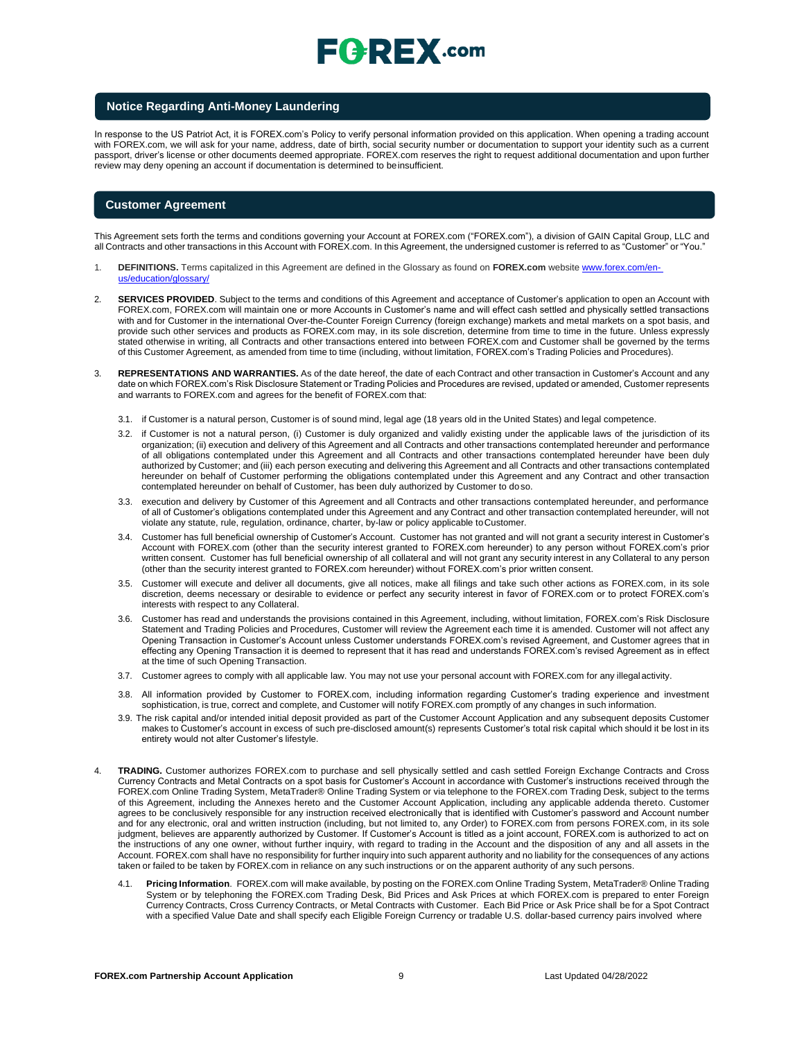## Notice Regarding Anti-Money Laundering

In response to the US Patriot Act, it is FOREX.com's Policy to verify personal information provided on this application. When opening a trading account with FOREX.com, we will ask for your name, address, date of birth, social security number or documentation to support your identity such as a current passport, driver's license or other documents deemed appropriate. FOREX.com reserves the right to request additional documentation and upon further review may deny opening an account if documentation is determined to be insufficient.

## Customer Agreement

This Agreement sets forth the terms and conditions governing your Account at FOREX.com ("FOREX.com"), a division of GAIN Capital Group, LLC and all Contracts and other transactions in this Account with FOREX.com. In this Agreement, the undersigned customer is referred to as "Customer" or "You."

1. **DEFINITIONS.** Terms capitalized in this Agreement are defined in the Glossary as found on **FOREX.com** website [www.forex.com/en-us/education/glossary/](www.forex.com/en-us/education/glossary/)

2. **SERVICES PROVIDED**. Subject to the terms and conditions of this Agreement and acceptance of Customer's application to open an Account with FOREX.com, FOREX.com will maintain one or more Accounts in Customer's name and will effect cash settled and physically settled transactions with and for Customer in the international Over-the-Counter Foreign Currency (foreign exchange) markets and metal markets on a spot basis, and provide such other services and products as FOREX.com may, in its sole discretion, determine from time to time in the future. Unless expressly stated otherwise in writing, all Contracts and other transactions entered into between FOREX.com and Customer shall be governed by the terms of this Customer Agreement, as amended from time to time (including, without limitation, FOREX.com's Trading Policies and Procedures).

3. **REPRESENTATIONS AND WARRANTIES.** As of the date hereof, the date of each Contract and other transaction in Customer's Account and any date on which FOREX.com's Risk Disclosure Statement or Trading Policies and Procedures are revised, updated or amended, Customer represents and warrants to FOREX.com and agrees for the benefit of FOREX.com that:

   3.1. if Customer is a natural person, Customer is of sound mind, legal age (18 years old in the United States) and legal competence.

   3.2. if Customer is not a natural person, (i) Customer is duly organized and validly existing under the applicable laws of the jurisdiction of its organization; (ii) execution and delivery of this Agreement and all Contracts and other transactions contemplated hereunder and performance of all obligations contemplated under this Agreement and all Contracts and other transactions contemplated hereunder have been duly authorized by Customer; and (iii) each person executing and delivering this Agreement and all Contracts and other transactions contemplated hereunder on behalf of Customer performing the obligations contemplated under this Agreement and any Contract and other transaction contemplated hereunder on behalf of Customer, has been duly authorized by Customer to do so.

   3.3. execution and delivery by Customer of this Agreement and all Contracts and other transactions contemplated hereunder, and performance of all of Customer's obligations contemplated under this Agreement and any Contract and other transaction contemplated hereunder, will not violate any statute, rule, regulation, ordinance, charter, by-law or policy applicable to Customer.

   3.4. Customer has full beneficial ownership of Customer's Account. Customer has not granted and will not grant a security interest in Customer's Account with FOREX.com (other than the security interest granted to FOREX.com hereunder) to any person without FOREX.com's prior written consent. Customer has full beneficial ownership of all collateral and will not grant any security interest in any Collateral to any person (other than the security interest granted to FOREX.com hereunder) without FOREX.com's prior written consent.

   3.5. Customer will execute and deliver all documents, give all notices, make all filings and take such other actions as FOREX.com, in its sole discretion, deems necessary or desirable to evidence or perfect any security interest in favor of FOREX.com or to protect FOREX.com's interests with respect to any Collateral.

   3.6. Customer has read and understands the provisions contained in this Agreement, including, without limitation, FOREX.com's Risk Disclosure Statement and Trading Policies and Procedures, Customer will review the Agreement each time it is amended. Customer will not affect any Opening Transaction in Customer's Account unless Customer understands FOREX.com's revised Agreement, and Customer agrees that in effecting any Opening Transaction it is deemed to represent that it has read and understands FOREX.com's revised Agreement as in effect at the time of such Opening Transaction.

   3.7. Customer agrees to comply with all applicable law. You may not use your personal account with FOREX.com for any illegal activity.

   3.8. All information provided by Customer to FOREX.com, including information regarding Customer's trading experience and investment sophistication, is true, correct and complete, and Customer will notify FOREX.com promptly of any changes in such information.

   3.9. The risk capital and/or intended initial deposit provided as part of the Customer Account Application and any subsequent deposits Customer makes to Customer's account in excess of such pre-disclosed amount(s) represents Customer's total risk capital which should it be lost in its entirety would not alter Customer's lifestyle.

4. **TRADING.** Customer authorizes FOREX.com to purchase and sell physically settled and cash settled Foreign Exchange Contracts and Cross Currency Contracts and Metal Contracts on a spot basis for Customer's Account in accordance with Customer's instructions received through the FOREX.com Online Trading System, MetaTrader® Online Trading System or via telephone to the FOREX.com Trading Desk, subject to the terms of this Agreement, including the Annexes hereto and the Customer Account Application, including any applicable addenda thereto. Customer agrees to be conclusively responsible for any instruction received electronically that is identified with Customer's password and Account number and for any electronic, oral and written instruction (including, but not limited to, any Order) to FOREX.com from persons FOREX.com, in its sole judgment, believes are apparently authorized by Customer. If Customer's Account is titled as a joint account, FOREX.com is authorized to act on the instructions of any one owner, without further inquiry, with regard to trading in the Account and the disposition of any and all assets in the Account. FOREX.com shall have no responsibility for further inquiry into such apparent authority and no liability for the consequences of any actions taken or failed to be taken by FOREX.com in reliance on any such instructions or on the apparent authority of any such persons.

   4.1. **Pricing Information**. FOREX.com will make available, by posting on the FOREX.com Online Trading System, MetaTrader® Online Trading System or by telephoning the FOREX.com Trading Desk, Bid Prices and Ask Prices at which FOREX.com is prepared to enter Foreign Currency Contracts, Cross Currency Contracts, or Metal Contracts with Customer. Each Bid Price or Ask Price shall be for a Spot Contract with a specified Value Date and shall specify each Eligible Foreign Currency or tradable U.S. dollar-based currency pairs involved where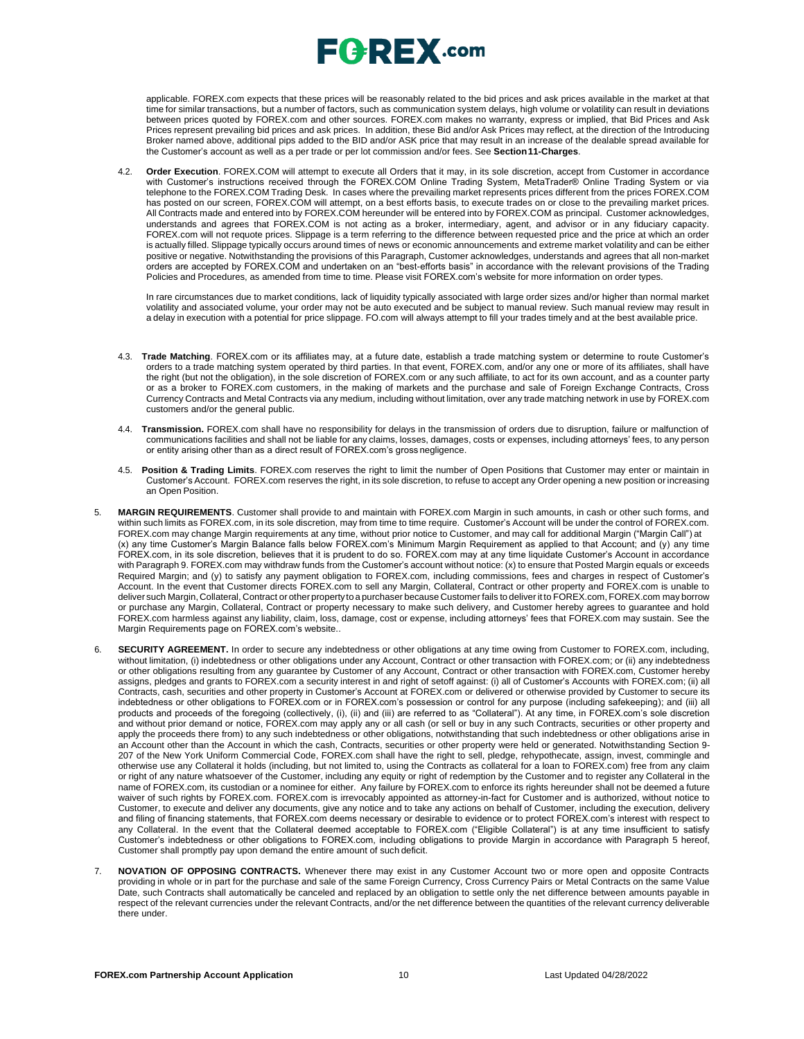applicable. FOREX.com expects that these prices will be reasonably related to the bid prices and ask prices available in the market at that time for similar transactions, but a number of factors, such as communication system delays, high volume or volatility can result in deviations between prices quoted by FOREX.com and other sources. FOREX.com makes no warranty, express or implied, that Bid Prices and Ask Prices represent prevailing bid prices and ask prices. In addition, these Bid and/or Ask Prices may reflect, at the direction of the Introducing Broker named above, additional pips added to the BID and/or ASK price that may result in an increase of the dealable spread available for the Customer's account as well as a per trade or per lot commission and/or fees. See **Section11-Charges**.

4.2. **Order Execution**. FOREX.COM will attempt to execute all Orders that it may, in its sole discretion, accept from Customer in accordance with Customer's instructions received through the FOREX.COM Online Trading System, MetaTrader® Online Trading System or via telephone to the FOREX.COM Trading Desk. In cases where the prevailing market represents prices different from the prices FOREX.COM has posted on our screen, FOREX.COM will attempt, on a best efforts basis, to execute trades on or close to the prevailing market prices. All Contracts made and entered into by FOREX.COM hereunder will be entered into by FOREX.COM as principal. Customer acknowledges, understands and agrees that FOREX.COM is not acting as a broker, intermediary, agent, and advisor or in any fiduciary capacity. FOREX.com will not requote prices. Slippage is a term referring to the difference between requested price and the price at which an order is actually filled. Slippage typically occurs around times of news or economic announcements and extreme market volatility and can be either positive or negative. Notwithstanding the provisions of this Paragraph, Customer acknowledges, understands and agrees that all non-market orders are accepted by FOREX.COM and undertaken on an "best-efforts basis" in accordance with the relevant provisions of the Trading Policies and Procedures, as amended from time to time. Please visit FOREX.com's website for more information on order types.

In rare circumstances due to market conditions, lack of liquidity typically associated with large order sizes and/or higher than normal market volatility and associated volume, your order may not be auto executed and be subject to manual review. Such manual review may result in a delay in execution with a potential for price slippage. FO.com will always attempt to fill your trades timely and at the best available price.

4.3. **Trade Matching**. FOREX.com or its affiliates may, at a future date, establish a trade matching system or determine to route Customer's orders to a trade matching system operated by third parties. In that event, FOREX.com, and/or any one or more of its affiliates, shall have the right (but not the obligation), in the sole discretion of FOREX.com or any such affiliate, to act for its own account, and as a counter party or as a broker to FOREX.com customers, in the making of markets and the purchase and sale of Foreign Exchange Contracts, Cross Currency Contracts and Metal Contracts via any medium, including without limitation, over any trade matching network in use by FOREX.com customers and/or the general public.

4.4. **Transmission.** FOREX.com shall have no responsibility for delays in the transmission of orders due to disruption, failure or malfunction of communications facilities and shall not be liable for any claims, losses, damages, costs or expenses, including attorneys' fees, to any person or entity arising other than as a direct result of FOREX.com's gross negligence.

4.5. **Position & Trading Limits**. FOREX.com reserves the right to limit the number of Open Positions that Customer may enter or maintain in Customer's Account. FOREX.com reserves the right, in its sole discretion, to refuse to accept any Order opening a new position or increasing an Open Position.

5. **MARGIN REQUIREMENTS**. Customer shall provide to and maintain with FOREX.com Margin in such amounts, in cash or other such forms, and within such limits as FOREX.com, in its sole discretion, may from time to time require. Customer's Account will be under the control of FOREX.com. FOREX.com may change Margin requirements at any time, without prior notice to Customer, and may call for additional Margin ("Margin Call") at (x) any time Customer's Margin Balance falls below FOREX.com's Minimum Margin Requirement as applied to that Account; and (y) any time FOREX.com, in its sole discretion, believes that it is prudent to do so. FOREX.com may at any time liquidate Customer's Account in accordance with Paragraph 9. FOREX.com may withdraw funds from the Customer's account without notice: (x) to ensure that Posted Margin equals or exceeds Required Margin; and (y) to satisfy any payment obligation to FOREX.com, including commissions, fees and charges in respect of Customer's Account. In the event that Customer directs FOREX.com to sell any Margin, Collateral, Contract or other property and FOREX.com is unable to deliver such Margin, Collateral, Contract or other property to a purchaser because Customer fails to deliver it to FOREX.com, FOREX.com may borrow or purchase any Margin, Collateral, Contract or property necessary to make such delivery, and Customer hereby agrees to guarantee and hold FOREX.com harmless against any liability, claim, loss, damage, cost or expense, including attorneys' fees that FOREX.com may sustain. See the Margin Requirements page on FOREX.com's website..

6. **SECURITY AGREEMENT.** In order to secure any indebtedness or other obligations at any time owing from Customer to FOREX.com, including, without limitation, (i) indebtedness or other obligations under any Account, Contract or other transaction with FOREX.com; or (ii) any indebtedness or other obligations resulting from any guarantee by Customer of any Account, Contract or other transaction with FOREX.com, Customer hereby assigns, pledges and grants to FOREX.com a security interest in and right of setoff against: (i) all of Customer's Accounts with FOREX.com; (ii) all Contracts, cash, securities and other property in Customer's Account at FOREX.com or delivered or otherwise provided by Customer to secure its indebtedness or other obligations to FOREX.com or in FOREX.com's possession or control for any purpose (including safekeeping); and (iii) all products and proceeds of the foregoing (collectively, (i), (ii) and (iii) are referred to as "Collateral"). At any time, in FOREX.com's sole discretion and without prior demand or notice, FOREX.com may apply any or all cash (or sell or buy in any such Contracts, securities or other property and apply the proceeds there from) to any such indebtedness or other obligations, notwithstanding that such indebtedness or other obligations arise in an Account other than the Account in which the cash, Contracts, securities or other property were held or generated. Notwithstanding Section 9-207 of the New York Uniform Commercial Code, FOREX.com shall have the right to sell, pledge, rehypothecate, assign, invest, commingle and otherwise use any Collateral it holds (including, but not limited to, using the Contracts as collateral for a loan to FOREX.com) free from any claim or right of any nature whatsoever of the Customer, including any equity or right of redemption by the Customer and to register any Collateral in the name of FOREX.com, its custodian or a nominee for either. Any failure by FOREX.com to enforce its rights hereunder shall not be deemed a future waiver of such rights by FOREX.com. FOREX.com is irrevocably appointed as attorney-in-fact for Customer and is authorized, without notice to Customer, to execute and deliver any documents, give any notice and to take any actions on behalf of Customer, including the execution, delivery and filing of financing statements, that FOREX.com deems necessary or desirable to evidence or to protect FOREX.com's interest with respect to any Collateral. In the event that the Collateral deemed acceptable to FOREX.com ("Eligible Collateral") is at any time insufficient to satisfy Customer's indebtedness or other obligations to FOREX.com, including obligations to provide Margin in accordance with Paragraph 5 hereof, Customer shall promptly pay upon demand the entire amount of such deficit.

7. **NOVATION OF OPPOSING CONTRACTS.** Whenever there may exist in any Customer Account two or more open and opposite Contracts providing in whole or in part for the purchase and sale of the same Foreign Currency, Cross Currency Pairs or Metal Contracts on the same Value Date, such Contracts shall automatically be canceled and replaced by an obligation to settle only the net difference between amounts payable in respect of the relevant currencies under the relevant Contracts, and/or the net difference between the quantities of the relevant currency deliverable there under.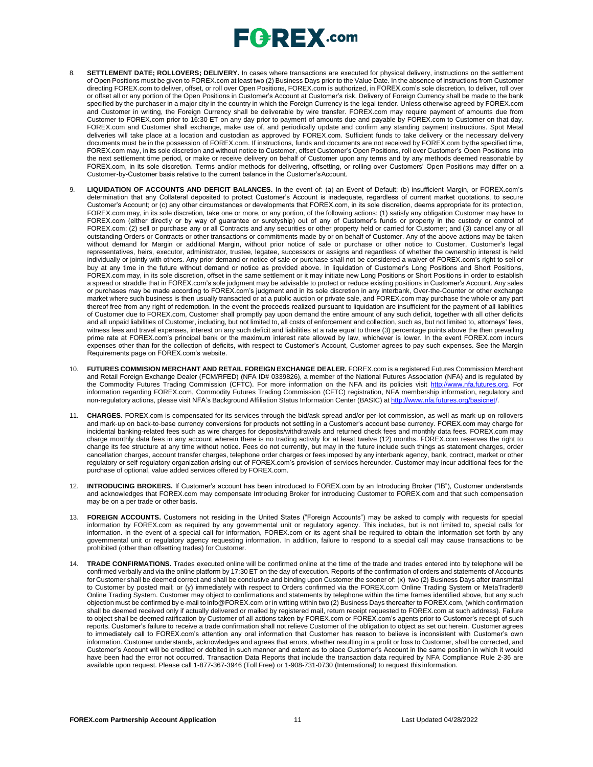8. **SETTLEMENT DATE; ROLLOVERS; DELIVERY.** In cases where transactions are executed for physical delivery, instructions on the settlement of Open Positions must be given to FOREX.com at least two (2) Business Days prior to the Value Date. In the absence of instructions from Customer directing FOREX.com to deliver, offset, or roll over Open Positions, FOREX.com is authorized, in FOREX.com's sole discretion, to deliver, roll over or offset all or any portion of the Open Positions in Customer's Account at Customer's risk. Delivery of Foreign Currency shall be made to the bank specified by the purchaser in a major city in the country in which the Foreign Currency is the legal tender. Unless otherwise agreed by FOREX.com and Customer in writing, the Foreign Currency shall be deliverable by wire transfer. FOREX.com may require payment of amounts due from Customer to FOREX.com prior to 16:30 ET on any day prior to payment of amounts due and payable by FOREX.com to Customer on that day. FOREX.com and Customer shall exchange, make use of, and periodically update and confirm any standing payment instructions. Spot Metal deliveries will take place at a location and custodian as approved by FOREX.com. Sufficient funds to take delivery or the necessary delivery documents must be in the possession of FOREX.com. If instructions, funds and documents are not received by FOREX.com by the specified time, FOREX.com may, in its sole discretion and without notice to Customer, offset Customer's Open Positions, roll over Customer's Open Positions into the next settlement time period, or make or receive delivery on behalf of Customer upon any terms and by any methods deemed reasonable by FOREX.com, in its sole discretion. Terms and/or methods for delivering, offsetting, or rolling over Customers' Open Positions may differ on a Customer-by-Customer basis relative to the current balance in the Customer's Account.

9. **LIQUIDATION OF ACCOUNTS AND DEFICIT BALANCES.** In the event of: (a) an Event of Default; (b) insufficient Margin, or FOREX.com's determination that any Collateral deposited to protect Customer's Account is inadequate, regardless of current market quotations, to secure Customer's Account; or (c) any other circumstances or developments that FOREX.com, in its sole discretion, deems appropriate for its protection, FOREX.com may, in its sole discretion, take one or more, or any portion, of the following actions: (1) satisfy any obligation Customer may have to FOREX.com (either directly or by way of guarantee or suretyship) out of any of Customer's funds or property in the custody or control of FOREX.com; (2) sell or purchase any or all Contracts and any securities or other property held or carried for Customer; and (3) cancel any or all outstanding Orders or Contracts or other transactions or commitments made by or on behalf of Customer. Any of the above actions may be taken without demand for Margin or additional Margin, without prior notice of sale or purchase or other notice to Customer, Customer's legal representatives, heirs, executor, administrator, trustee, legatee, successors or assigns and regardless of whether the ownership interest is held individually or jointly with others. Any prior demand or notice of sale or purchase shall not be considered a waiver of FOREX.com's right to sell or buy at any time in the future without demand or notice as provided above. In liquidation of Customer's Long Positions and Short Positions, FOREX.com may, in its sole discretion, offset in the same settlement or it may initiate new Long Positions or Short Positions in order to establish a spread or straddle that in FOREX.com's sole judgment may be advisable to protect or reduce existing positions in Customer's Account. Any sales or purchases may be made according to FOREX.com's judgment and in its sole discretion in any interbank, Over-the-Counter or other exchange market where such business is then usually transacted or at a public auction or private sale, and FOREX.com may purchase the whole or any part thereof free from any right of redemption. In the event the proceeds realized pursuant to liquidation are insufficient for the payment of all liabilities of Customer due to FOREX.com, Customer shall promptly pay upon demand the entire amount of any such deficit, together with all other deficits and all unpaid liabilities of Customer, including, but not limited to, all costs of enforcement and collection, such as, but not limited to, attorneys' fees, witness fees and travel expenses, interest on any such deficit and liabilities at a rate equal to three (3) percentage points above the then prevailing prime rate at FOREX.com's principal bank or the maximum interest rate allowed by law, whichever is lower. In the event FOREX.com incurs expenses other than for the collection of deficits, with respect to Customer's Account, Customer agrees to pay such expenses. See the Margin Requirements page on FOREX.com's website.

10. **FUTURES COMMISION MERCHANT AND RETAIL FOREIGN EXCHANGE DEALER.** FOREX.com is a registered Futures Commission Merchant and Retail Foreign Exchange Dealer (FCM/RFED) (NFA ID# 0339826), a member of the National Futures Association (NFA) and is regulated by the Commodity Futures Trading Commission (CFTC). For more information on the NFA and its policies visit http://www.nfa.futures.org. For information regarding FOREX.com, Commodity Futures Trading Commission (CFTC) registration, NFA membership information, regulatory and non-regulatory actions, please visit NFA's Background Affiliation Status Information Center (BASIC) at http://www.nfa.futures.org/basicnet/.

11. **CHARGES.** FOREX.com is compensated for its services through the bid/ask spread and/or per-lot commission, as well as mark-up on rollovers and mark-up on back-to-base currency conversions for products not settling in a Customer's account base currency. FOREX.com may charge for incidental banking-related fees such as wire charges for deposits/withdrawals and returned check fees and monthly data fees. FOREX.com may charge monthly data fees in any account wherein there is no trading activity for at least twelve (12) months. FOREX.com reserves the right to change its fee structure at any time without notice. Fees do not currently, but may in the future include such things as statement charges, order cancellation charges, account transfer charges, telephone order charges or fees imposed by any interbank agency, bank, contract, market or other regulatory or self-regulatory organization arising out of FOREX.com's provision of services hereunder. Customer may incur additional fees for the purchase of optional, value added services offered by FOREX.com.

12. **INTRODUCING BROKERS.** If Customer's account has been introduced to FOREX.com by an Introducing Broker ("IB"), Customer understands and acknowledges that FOREX.com may compensate Introducing Broker for introducing Customer to FOREX.com and that such compensation may be on a per trade or other basis.

13. **FOREIGN ACCOUNTS.** Customers not residing in the United States ("Foreign Accounts") may be asked to comply with requests for special information by FOREX.com as required by any governmental unit or regulatory agency. This includes, but is not limited to, special calls for information. In the event of a special call for information, FOREX.com or its agent shall be required to obtain the information set forth by any governmental unit or regulatory agency requesting information. In addition, failure to respond to a special call may cause transactions to be prohibited (other than offsetting trades) for Customer.

14. **TRADE CONFIRMATIONS.** Trades executed online will be confirmed online at the time of the trade and trades entered into by telephone will be confirmed verbally and via the online platform by 17:30 ET on the day of execution. Reports of the confirmation of orders and statements of Accounts for Customer shall be deemed correct and shall be conclusive and binding upon Customer the sooner of: (x) two (2) Business Days after transmittal to Customer by posted mail; or (y) immediately with respect to Orders confirmed via the FOREX.com Online Trading System or MetaTrader® Online Trading System. Customer may object to confirmations and statements by telephone within the time frames identified above, but any such objection must be confirmed by e-mail to info@FOREX.com or in writing within two (2) Business Days thereafter to FOREX.com, (which confirmation shall be deemed received only if actually delivered or mailed by registered mail, return receipt requested to FOREX.com at such address). Failure to object shall be deemed ratification by Customer of all actions taken by FOREX.com or FOREX.com's agents prior to Customer's receipt of such reports. Customer's failure to receive a trade confirmation shall not relieve Customer of the obligation to object as set out herein. Customer agrees to immediately call to FOREX.com's attention any oral information that Customer has reason to believe is inconsistent with Customer's own information. Customer understands, acknowledges and agrees that errors, whether resulting in a profit or loss to Customer, shall be corrected, and Customer's Account will be credited or debited in such manner and extent as to place Customer's Account in the same position in which it would have been had the error not occurred. Transaction Data Reports that include the transaction data required by NFA Compliance Rule 2-36 are available upon request. Please call 1-877-367-3946 (Toll Free) or 1-908-731-0730 (International) to request this information.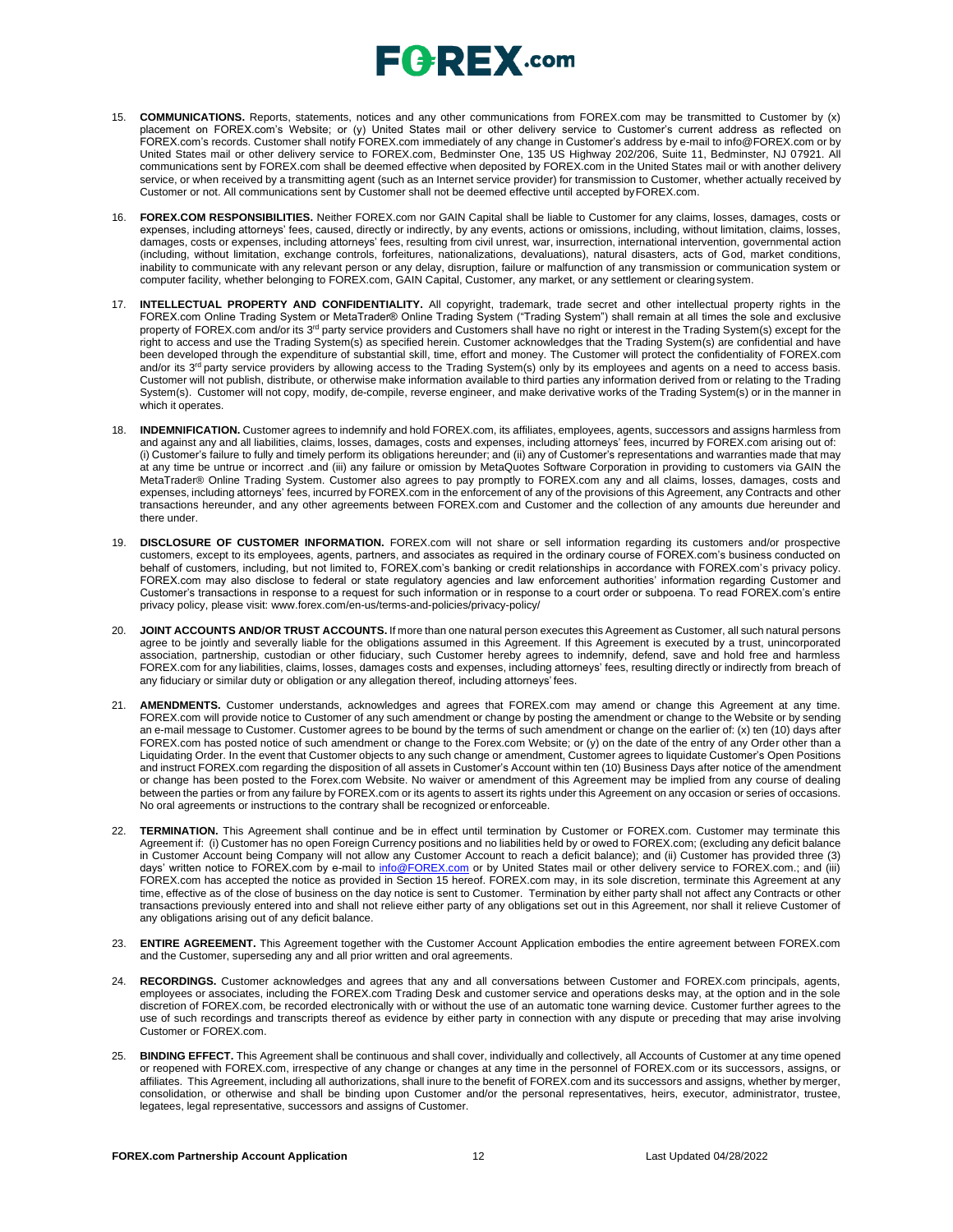15. **COMMUNICATIONS.** Reports, statements, notices and any other communications from FOREX.com may be transmitted to Customer by (x) placement on FOREX.com's Website; or (y) United States mail or other delivery service to Customer's current address as reflected on FOREX.com's records. Customer shall notify FOREX.com immediately of any change in Customer's address by e-mail to info@FOREX.com or by United States mail or other delivery service to FOREX.com, Bedminster One, 135 US Highway 202/206, Suite 11, Bedminster, NJ 07921. All communications sent by FOREX.com shall be deemed effective when deposited by FOREX.com in the United States mail or with another delivery service, or when received by a transmitting agent (such as an Internet service provider) for transmission to Customer, whether actually received by Customer or not. All communications sent by Customer shall not be deemed effective until accepted by FOREX.com.

16. **FOREX.COM RESPONSIBILITIES.** Neither FOREX.com nor GAIN Capital shall be liable to Customer for any claims, losses, damages, costs or expenses, including attorneys' fees, caused, directly or indirectly, by any events, actions or omissions, including, without limitation, claims, losses, damages, costs or expenses, including attorneys' fees, resulting from civil unrest, war, insurrection, international intervention, governmental action (including, without limitation, exchange controls, forfeitures, nationalizations, devaluations), natural disasters, acts of God, market conditions, inability to communicate with any relevant person or any delay, disruption, failure or malfunction of any transmission or communication system or computer facility, whether belonging to FOREX.com, GAIN Capital, Customer, any market, or any settlement or clearing system.

17. **INTELLECTUAL PROPERTY AND CONFIDENTIALITY.** All copyright, trademark, trade secret and other intellectual property rights in the FOREX.com Online Trading System or MetaTrader® Online Trading System ("Trading System") shall remain at all times the sole and exclusive property of FOREX.com and/or its 3rd party service providers and Customers shall have no right or interest in the Trading System(s) except for the right to access and use the Trading System(s) as specified herein. Customer acknowledges that the Trading System(s) are confidential and have been developed through the expenditure of substantial skill, time, effort and money. The Customer will protect the confidentiality of FOREX.com and/or its 3rd party service providers by allowing access to the Trading System(s) only by its employees and agents on a need to access basis. Customer will not publish, distribute, or otherwise make information available to third parties any information derived from or relating to the Trading System(s). Customer will not copy, modify, de-compile, reverse engineer, and make derivative works of the Trading System(s) or in the manner in which it operates.

18. **INDEMNIFICATION.** Customer agrees to indemnify and hold FOREX.com, its affiliates, employees, agents, successors and assigns harmless from and against any and all liabilities, claims, losses, damages, costs and expenses, including attorneys' fees, incurred by FOREX.com arising out of: (i) Customer's failure to fully and timely perform its obligations hereunder; and (ii) any of Customer's representations and warranties made that may at any time be untrue or incorrect .and (iii) any failure or omission by MetaQuotes Software Corporation in providing to customers via GAIN the MetaTrader® Online Trading System. Customer also agrees to pay promptly to FOREX.com any and all claims, losses, damages, costs and expenses, including attorneys' fees, incurred by FOREX.com in the enforcement of any of the provisions of this Agreement, any Contracts and other transactions hereunder, and any other agreements between FOREX.com and Customer and the collection of any amounts due hereunder and there under.

19. **DISCLOSURE OF CUSTOMER INFORMATION.** FOREX.com will not share or sell information regarding its customers and/or prospective customers, except to its employees, agents, partners, and associates as required in the ordinary course of FOREX.com's business conducted on behalf of customers, including, but not limited to, FOREX.com's banking or credit relationships in accordance with FOREX.com's privacy policy. FOREX.com may also disclose to federal or state regulatory agencies and law enforcement authorities' information regarding Customer and Customer's transactions in response to a request for such information or in response to a court order or subpoena. To read FOREX.com's entire privacy policy, please visit: www.forex.com/en-us/terms-and-policies/privacy-policy/

20. **JOINT ACCOUNTS AND/OR TRUST ACCOUNTS.** If more than one natural person executes this Agreement as Customer, all such natural persons agree to be jointly and severally liable for the obligations assumed in this Agreement. If this Agreement is executed by a trust, unincorporated association, partnership, custodian or other fiduciary, such Customer hereby agrees to indemnify, defend, save and hold free and harmless FOREX.com for any liabilities, claims, losses, damages costs and expenses, including attorneys' fees, resulting directly or indirectly from breach of any fiduciary or similar duty or obligation or any allegation thereof, including attorneys' fees.

21. **AMENDMENTS.** Customer understands, acknowledges and agrees that FOREX.com may amend or change this Agreement at any time. FOREX.com will provide notice to Customer of any such amendment or change by posting the amendment or change to the Website or by sending an e-mail message to Customer. Customer agrees to be bound by the terms of such amendment or change on the earlier of: (x) ten (10) days after FOREX.com has posted notice of such amendment or change to the Forex.com Website; or (y) on the date of the entry of any Order other than a Liquidating Order. In the event that Customer objects to any such change or amendment, Customer agrees to liquidate Customer's Open Positions and instruct FOREX.com regarding the disposition of all assets in Customer's Account within ten (10) Business Days after notice of the amendment or change has been posted to the Forex.com Website. No waiver or amendment of this Agreement may be implied from any course of dealing between the parties or from any failure by FOREX.com or its agents to assert its rights under this Agreement on any occasion or series of occasions. No oral agreements or instructions to the contrary shall be recognized or enforceable.

22. **TERMINATION.** This Agreement shall continue and be in effect until termination by Customer or FOREX.com. Customer may terminate this Agreement if: (i) Customer has no open Foreign Currency positions and no liabilities held by or owed to FOREX.com; (excluding any deficit balance in Customer Account being Company will not allow any Customer Account to reach a deficit balance); and (ii) Customer has provided three (3) days' written notice to FOREX.com by e-mail to info@FOREX.com or by United States mail or other delivery service to FOREX.com.; and (iii) FOREX.com has accepted the notice as provided in Section 15 hereof. FOREX.com may, in its sole discretion, terminate this Agreement at any time, effective as of the close of business on the day notice is sent to Customer. Termination by either party shall not affect any Contracts or other transactions previously entered into and shall not relieve either party of any obligations set out in this Agreement, nor shall it relieve Customer of any obligations arising out of any deficit balance.

23. **ENTIRE AGREEMENT.** This Agreement together with the Customer Account Application embodies the entire agreement between FOREX.com and the Customer, superseding any and all prior written and oral agreements.

24. **RECORDINGS.** Customer acknowledges and agrees that any and all conversations between Customer and FOREX.com principals, agents, employees or associates, including the FOREX.com Trading Desk and customer service and operations desks may, at the option and in the sole discretion of FOREX.com, be recorded electronically with or without the use of an automatic tone warning device. Customer further agrees to the use of such recordings and transcripts thereof as evidence by either party in connection with any dispute or preceding that may arise involving Customer or FOREX.com.

25. **BINDING EFFECT.** This Agreement shall be continuous and shall cover, individually and collectively, all Accounts of Customer at any time opened or reopened with FOREX.com, irrespective of any change or changes at any time in the personnel of FOREX.com or its successors, assigns, or affiliates. This Agreement, including all authorizations, shall inure to the benefit of FOREX.com and its successors and assigns, whether by merger, consolidation, or otherwise and shall be binding upon Customer and/or the personal representatives, heirs, executor, administrator, trustee, legatees, legal representative, successors and assigns of Customer.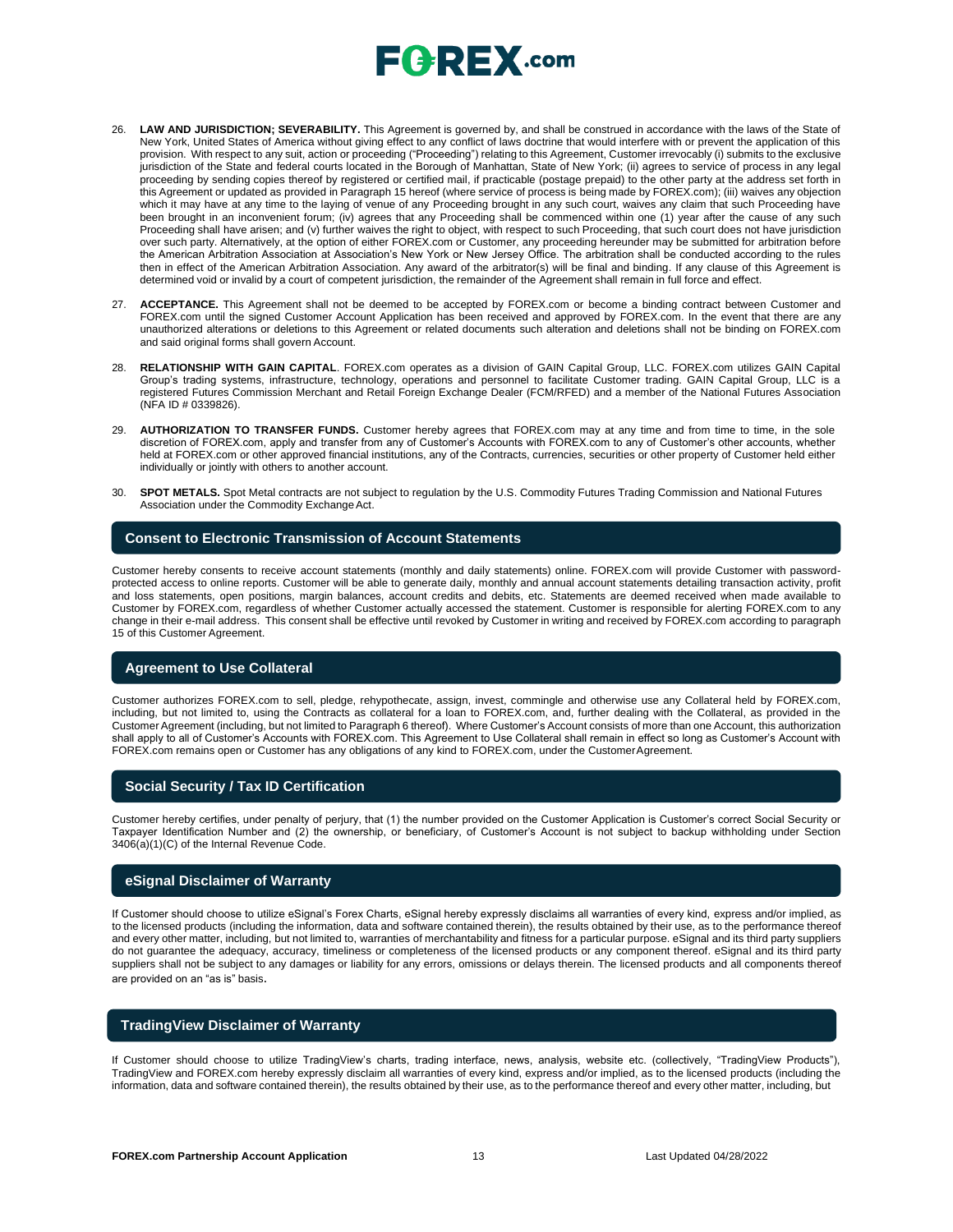26. **LAW AND JURISDICTION; SEVERABILITY.** This Agreement is governed by, and shall be construed in accordance with the laws of the State of New York, United States of America without giving effect to any conflict of laws doctrine that would interfere with or prevent the application of this provision. With respect to any suit, action or proceeding ("Proceeding") relating to this Agreement, Customer irrevocably (i) submits to the exclusive jurisdiction of the State and federal courts located in the Borough of Manhattan, State of New York; (ii) agrees to service of process in any legal proceeding by sending copies thereof by registered or certified mail, if practicable (postage prepaid) to the other party at the address set forth in this Agreement or updated as provided in Paragraph 15 hereof (where service of process is being made by FOREX.com); (iii) waives any objection which it may have at any time to the laying of venue of any Proceeding brought in any such court, waives any claim that such Proceeding have been brought in an inconvenient forum; (iv) agrees that any Proceeding shall be commenced within one (1) year after the cause of any such Proceeding shall have arisen; and (v) further waives the right to object, with respect to such Proceeding, that such court does not have jurisdiction over such party. Alternatively, at the option of either FOREX.com or Customer, any proceeding hereunder may be submitted for arbitration before the American Arbitration Association at Association's New York or New Jersey Office. The arbitration shall be conducted according to the rules then in effect of the American Arbitration Association. Any award of the arbitrator(s) will be final and binding. If any clause of this Agreement is determined void or invalid by a court of competent jurisdiction, the remainder of the Agreement shall remain in full force and effect.

27. **ACCEPTANCE.** This Agreement shall not be deemed to be accepted by FOREX.com or become a binding contract between Customer and FOREX.com until the signed Customer Account Application has been received and approved by FOREX.com. In the event that there are any unauthorized alterations or deletions to this Agreement or related documents such alteration and deletions shall not be binding on FOREX.com and said original forms shall govern Account.

28. **RELATIONSHIP WITH GAIN CAPITAL**. FOREX.com operates as a division of GAIN Capital Group, LLC. FOREX.com utilizes GAIN Capital Group's trading systems, infrastructure, technology, operations and personnel to facilitate Customer trading. GAIN Capital Group, LLC is a registered Futures Commission Merchant and Retail Foreign Exchange Dealer (FCM/RFED) and a member of the National Futures Association (NFA ID # 0339826).

29. **AUTHORIZATION TO TRANSFER FUNDS.** Customer hereby agrees that FOREX.com may at any time and from time to time, in the sole discretion of FOREX.com, apply and transfer from any of Customer's Accounts with FOREX.com to any of Customer's other accounts, whether held at FOREX.com or other approved financial institutions, any of the Contracts, currencies, securities or other property of Customer held either individually or jointly with others to another account.

30. **SPOT METALS.** Spot Metal contracts are not subject to regulation by the U.S. Commodity Futures Trading Commission and National Futures Association under the Commodity Exchange Act.

## Consent to Electronic Transmission of Account Statements

Customer hereby consents to receive account statements (monthly and daily statements) online. FOREX.com will provide Customer with password-protected access to online reports. Customer will be able to generate daily, monthly and annual account statements detailing transaction activity, profit and loss statements, open positions, margin balances, account credits and debits, etc. Statements are deemed received when made available to Customer by FOREX.com, regardless of whether Customer actually accessed the statement. Customer is responsible for alerting FOREX.com to any change in their e-mail address. This consent shall be effective until revoked by Customer in writing and received by FOREX.com according to paragraph 15 of this Customer Agreement.

## Agreement to Use Collateral

Customer authorizes FOREX.com to sell, pledge, rehypothecate, assign, invest, commingle and otherwise use any Collateral held by FOREX.com, including, but not limited to, using the Contracts as collateral for a loan to FOREX.com, and, further dealing with the Collateral, as provided in the Customer Agreement (including, but not limited to Paragraph 6 thereof). Where Customer's Account consists of more than one Account, this authorization shall apply to all of Customer's Accounts with FOREX.com. This Agreement to Use Collateral shall remain in effect so long as Customer's Account with FOREX.com remains open or Customer has any obligations of any kind to FOREX.com, under the Customer Agreement.

## Social Security / Tax ID Certification

Customer hereby certifies, under penalty of perjury, that (1) the number provided on the Customer Application is Customer's correct Social Security or Taxpayer Identification Number and (2) the ownership, or beneficiary, of Customer's Account is not subject to backup withholding under Section 3406(a)(1)(C) of the Internal Revenue Code.

## eSignal Disclaimer of Warranty

If Customer should choose to utilize eSignal's Forex Charts, eSignal hereby expressly disclaims all warranties of every kind, express and/or implied, as to the licensed products (including the information, data and software contained therein), the results obtained by their use, as to the performance thereof and every other matter, including, but not limited to, warranties of merchantability and fitness for a particular purpose. eSignal and its third party suppliers do not guarantee the adequacy, accuracy, timeliness or completeness of the licensed products or any component thereof. eSignal and its third party suppliers shall not be subject to any damages or liability for any errors, omissions or delays therein. The licensed products and all components thereof are provided on an "as is" basis.

## TradingView Disclaimer of Warranty

If Customer should choose to utilize TradingView's charts, trading interface, news, analysis, website etc. (collectively, "TradingView Products"), TradingView and FOREX.com hereby expressly disclaim all warranties of every kind, express and/or implied, as to the licensed products (including the information, data and software contained therein), the results obtained by their use, as to the performance thereof and every other matter, including, but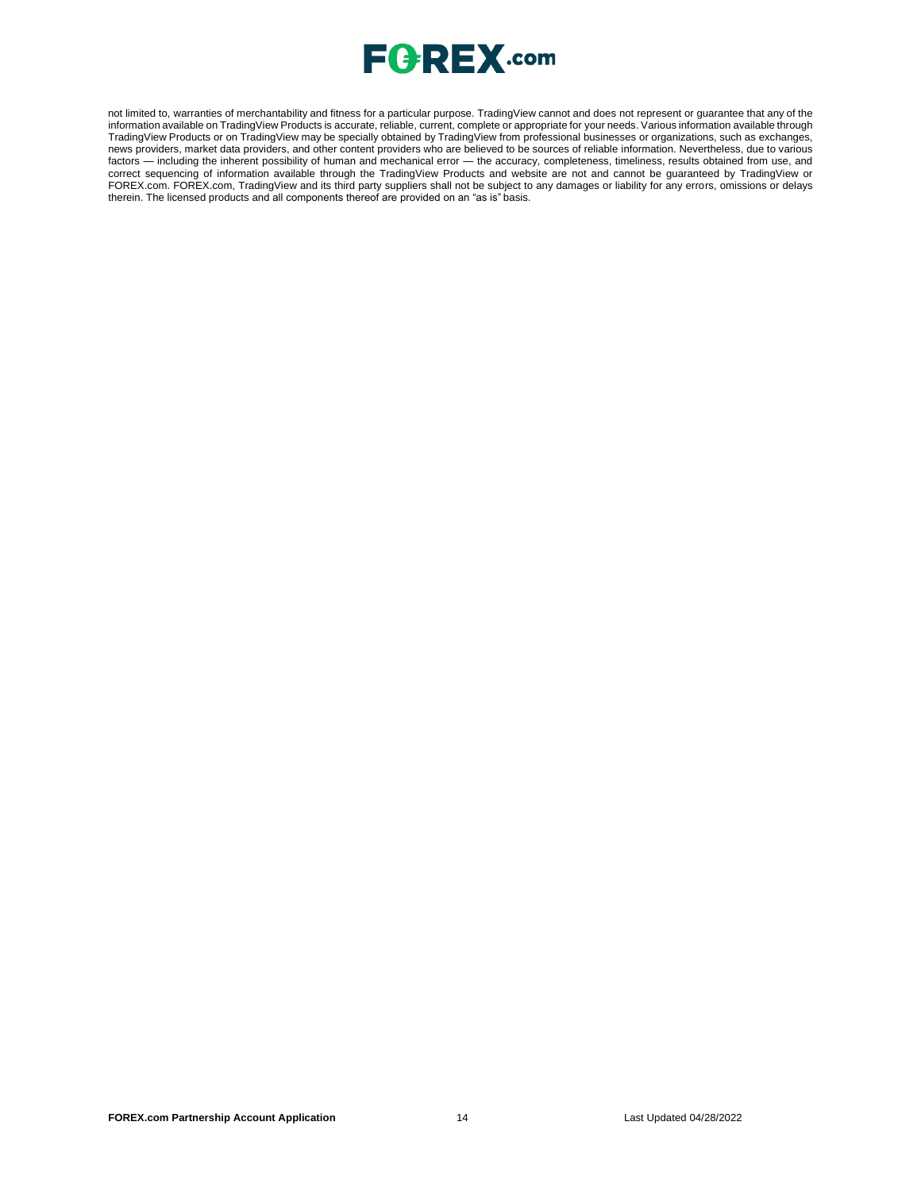not limited to, warranties of merchantability and fitness for a particular purpose. TradingView cannot and does not represent or guarantee that any of the information available on TradingView Products is accurate, reliable, current, complete or appropriate for your needs. Various information available through TradingView Products or on TradingView may be specially obtained by TradingView from professional businesses or organizations, such as exchanges, news providers, market data providers, and other content providers who are believed to be sources of reliable information. Nevertheless, due to various factors — including the inherent possibility of human and mechanical error — the accuracy, completeness, timeliness, results obtained from use, and correct sequencing of information available through the TradingView Products and website are not and cannot be guaranteed by TradingView or FOREX.com. FOREX.com, TradingView and its third party suppliers shall not be subject to any damages or liability for any errors, omissions or delays therein. The licensed products and all components thereof are provided on an "as is" basis.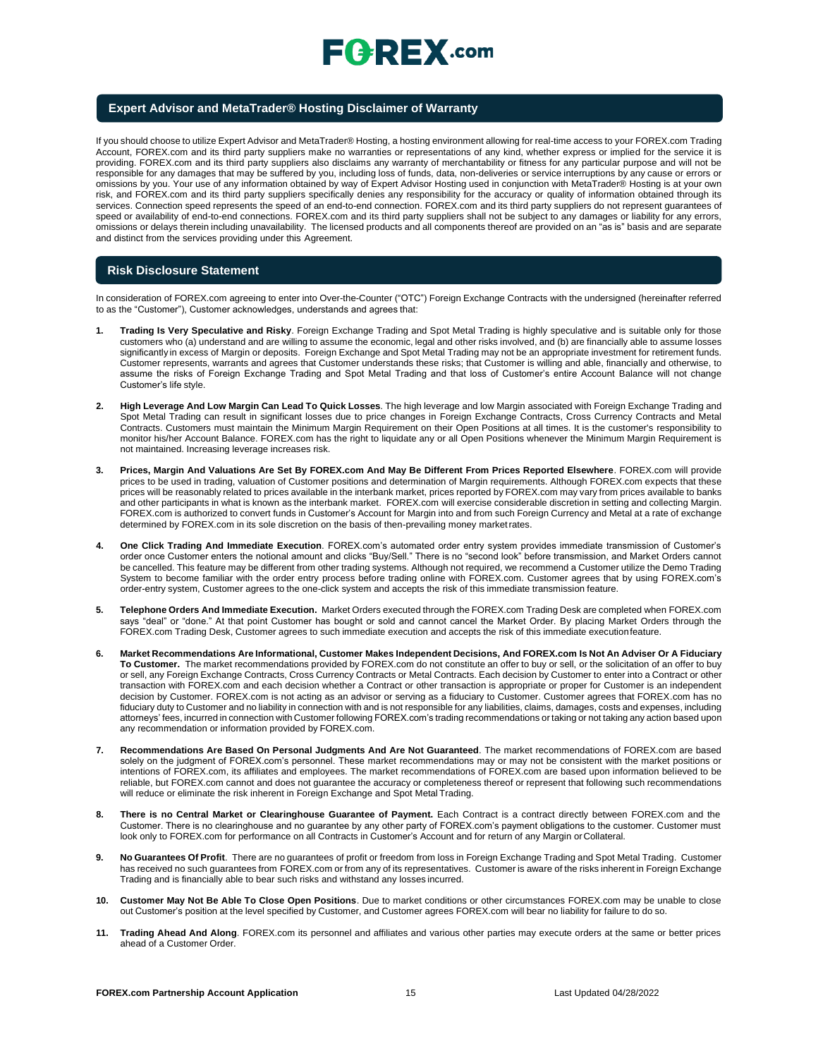## Expert Advisor and MetaTrader® Hosting Disclaimer of Warranty

If you should choose to utilize Expert Advisor and MetaTrader® Hosting, a hosting environment allowing for real-time access to your FOREX.com Trading Account, FOREX.com and its third party suppliers make no warranties or representations of any kind, whether express or implied for the service it is providing. FOREX.com and its third party suppliers also disclaims any warranty of merchantability or fitness for any particular purpose and will not be responsible for any damages that may be suffered by you, including loss of funds, data, non-deliveries or service interruptions by any cause or errors or omissions by you. Your use of any information obtained by way of Expert Advisor Hosting used in conjunction with MetaTrader® Hosting is at your own risk, and FOREX.com and its third party suppliers specifically denies any responsibility for the accuracy or quality of information obtained through its services. Connection speed represents the speed of an end-to-end connection. FOREX.com and its third party suppliers do not represent guarantees of speed or availability of end-to-end connections. FOREX.com and its third party suppliers shall not be subject to any damages or liability for any errors, omissions or delays therein including unavailability. The licensed products and all components thereof are provided on an "as is" basis and are separate and distinct from the services providing under this Agreement.

## Risk Disclosure Statement

In consideration of FOREX.com agreeing to enter into Over-the-Counter ("OTC") Foreign Exchange Contracts with the undersigned (hereinafter referred to as the "Customer"), Customer acknowledges, understands and agrees that:

1. **Trading Is Very Speculative and Risky**. Foreign Exchange Trading and Spot Metal Trading is highly speculative and is suitable only for those customers who (a) understand and are willing to assume the economic, legal and other risks involved, and (b) are financially able to assume losses significantly in excess of Margin or deposits. Foreign Exchange and Spot Metal Trading may not be an appropriate investment for retirement funds. Customer represents, warrants and agrees that Customer understands these risks; that Customer is willing and able, financially and otherwise, to assume the risks of Foreign Exchange Trading and Spot Metal Trading and that loss of Customer's entire Account Balance will not change Customer's life style.

2. **High Leverage And Low Margin Can Lead To Quick Losses**. The high leverage and low Margin associated with Foreign Exchange Trading and Spot Metal Trading can result in significant losses due to price changes in Foreign Exchange Contracts, Cross Currency Contracts and Metal Contracts. Customers must maintain the Minimum Margin Requirement on their Open Positions at all times. It is the customer's responsibility to monitor his/her Account Balance. FOREX.com has the right to liquidate any or all Open Positions whenever the Minimum Margin Requirement is not maintained. Increasing leverage increases risk.

3. **Prices, Margin And Valuations Are Set By FOREX.com And May Be Different From Prices Reported Elsewhere**. FOREX.com will provide prices to be used in trading, valuation of Customer positions and determination of Margin requirements. Although FOREX.com expects that these prices will be reasonably related to prices available in the interbank market, prices reported by FOREX.com may vary from prices available to banks and other participants in what is known as the interbank market. FOREX.com will exercise considerable discretion in setting and collecting Margin. FOREX.com is authorized to convert funds in Customer's Account for Margin into and from such Foreign Currency and Metal at a rate of exchange determined by FOREX.com in its sole discretion on the basis of then-prevailing money market rates.

4. **One Click Trading And Immediate Execution**. FOREX.com's automated order entry system provides immediate transmission of Customer's order once Customer enters the notional amount and clicks "Buy/Sell." There is no "second look" before transmission, and Market Orders cannot be cancelled. This feature may be different from other trading systems. Although not required, we recommend a Customer utilize the Demo Trading System to become familiar with the order entry process before trading online with FOREX.com. Customer agrees that by using FOREX.com's order-entry system, Customer agrees to the one-click system and accepts the risk of this immediate transmission feature.

5. **Telephone Orders And Immediate Execution.** Market Orders executed through the FOREX.com Trading Desk are completed when FOREX.com says "deal" or "done." At that point Customer has bought or sold and cannot cancel the Market Order. By placing Market Orders through the FOREX.com Trading Desk, Customer agrees to such immediate execution and accepts the risk of this immediate execution feature.

6. **Market Recommendations Are Informational, Customer Makes Independent Decisions, And FOREX.com Is Not An Adviser Or A Fiduciary To Customer.** The market recommendations provided by FOREX.com do not constitute an offer to buy or sell, or the solicitation of an offer to buy or sell, any Foreign Exchange Contracts, Cross Currency Contracts or Metal Contracts. Each decision by Customer to enter into a Contract or other transaction with FOREX.com and each decision whether a Contract or other transaction is appropriate or proper for Customer is an independent decision by Customer. FOREX.com is not acting as an advisor or serving as a fiduciary to Customer. Customer agrees that FOREX.com has no fiduciary duty to Customer and no liability in connection with and is not responsible for any liabilities, claims, damages, costs and expenses, including attorneys' fees, incurred in connection with Customer following FOREX.com's trading recommendations or taking or not taking any action based upon any recommendation or information provided by FOREX.com.

7. **Recommendations Are Based On Personal Judgments And Are Not Guaranteed**. The market recommendations of FOREX.com are based solely on the judgment of FOREX.com's personnel. These market recommendations may or may not be consistent with the market positions or intentions of FOREX.com, its affiliates and employees. The market recommendations of FOREX.com are based upon information believed to be reliable, but FOREX.com cannot and does not guarantee the accuracy or completeness thereof or represent that following such recommendations will reduce or eliminate the risk inherent in Foreign Exchange and Spot Metal Trading.

8. **There is no Central Market or Clearinghouse Guarantee of Payment.** Each Contract is a contract directly between FOREX.com and the Customer. There is no clearinghouse and no guarantee by any other party of FOREX.com's payment obligations to the customer. Customer must look only to FOREX.com for performance on all Contracts in Customer's Account and for return of any Margin or Collateral.

9. **No Guarantees Of Profit**. There are no guarantees of profit or freedom from loss in Foreign Exchange Trading and Spot Metal Trading. Customer has received no such guarantees from FOREX.com or from any of its representatives. Customer is aware of the risks inherent in Foreign Exchange Trading and is financially able to bear such risks and withstand any losses incurred.

10. **Customer May Not Be Able To Close Open Positions**. Due to market conditions or other circumstances FOREX.com may be unable to close out Customer's position at the level specified by Customer, and Customer agrees FOREX.com will bear no liability for failure to do so.

11. **Trading Ahead And Along**. FOREX.com its personnel and affiliates and various other parties may execute orders at the same or better prices ahead of a Customer Order.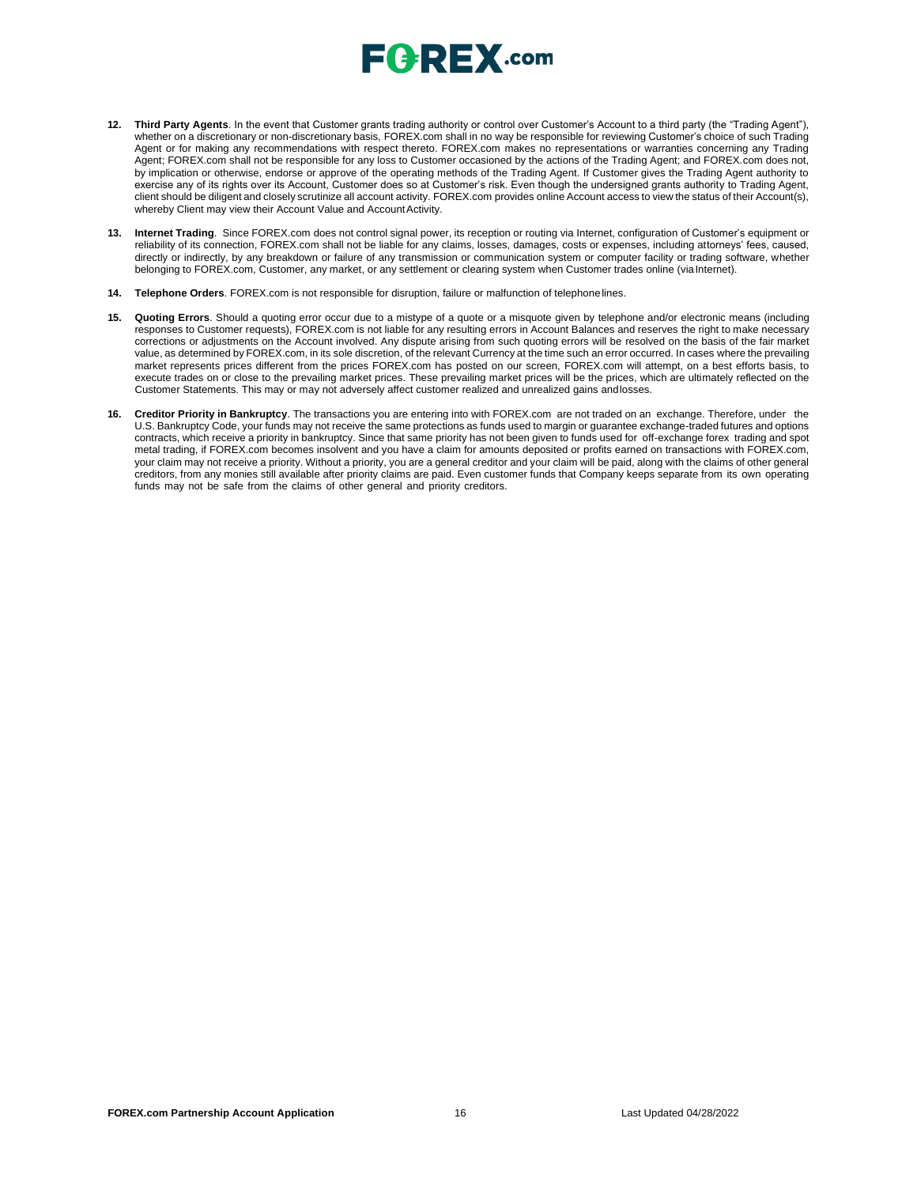12. **Third Party Agents**. In the event that Customer grants trading authority or control over Customer's Account to a third party (the "Trading Agent"), whether on a discretionary or non-discretionary basis, FOREX.com shall in no way be responsible for reviewing Customer's choice of such Trading Agent or for making any recommendations with respect thereto. FOREX.com makes no representations or warranties concerning any Trading Agent; FOREX.com shall not be responsible for any loss to Customer occasioned by the actions of the Trading Agent; and FOREX.com does not, by implication or otherwise, endorse or approve of the operating methods of the Trading Agent. If Customer gives the Trading Agent authority to exercise any of its rights over its Account, Customer does so at Customer's risk. Even though the undersigned grants authority to Trading Agent, client should be diligent and closely scrutinize all account activity. FOREX.com provides online Account access to view the status of their Account(s), whereby Client may view their Account Value and Account Activity.

13. **Internet Trading**. Since FOREX.com does not control signal power, its reception or routing via Internet, configuration of Customer's equipment or reliability of its connection, FOREX.com shall not be liable for any claims, losses, damages, costs or expenses, including attorneys' fees, caused, directly or indirectly, by any breakdown or failure of any transmission or communication system or computer facility or trading software, whether belonging to FOREX.com, Customer, any market, or any settlement or clearing system when Customer trades online (via Internet).

14. **Telephone Orders**. FOREX.com is not responsible for disruption, failure or malfunction of telephone lines.

15. **Quoting Errors**. Should a quoting error occur due to a mistype of a quote or a misquote given by telephone and/or electronic means (including responses to Customer requests), FOREX.com is not liable for any resulting errors in Account Balances and reserves the right to make necessary corrections or adjustments on the Account involved. Any dispute arising from such quoting errors will be resolved on the basis of the fair market value, as determined by FOREX.com, in its sole discretion, of the relevant Currency at the time such an error occurred. In cases where the prevailing market represents prices different from the prices FOREX.com has posted on our screen, FOREX.com will attempt, on a best efforts basis, to execute trades on or close to the prevailing market prices. These prevailing market prices will be the prices, which are ultimately reflected on the Customer Statements. This may or may not adversely affect customer realized and unrealized gains and losses.

16. **Creditor Priority in Bankruptcy**. The transactions you are entering into with FOREX.com are not traded on an exchange. Therefore, under the U.S. Bankruptcy Code, your funds may not receive the same protections as funds used to margin or guarantee exchange-traded futures and options contracts, which receive a priority in bankruptcy. Since that same priority has not been given to funds used for off-exchange forex trading and spot metal trading, if FOREX.com becomes insolvent and you have a claim for amounts deposited or profits earned on transactions with FOREX.com, your claim may not receive a priority. Without a priority, you are a general creditor and your claim will be paid, along with the claims of other general creditors, from any monies still available after priority claims are paid. Even customer funds that Company keeps separate from its own operating funds may not be safe from the claims of other general and priority creditors.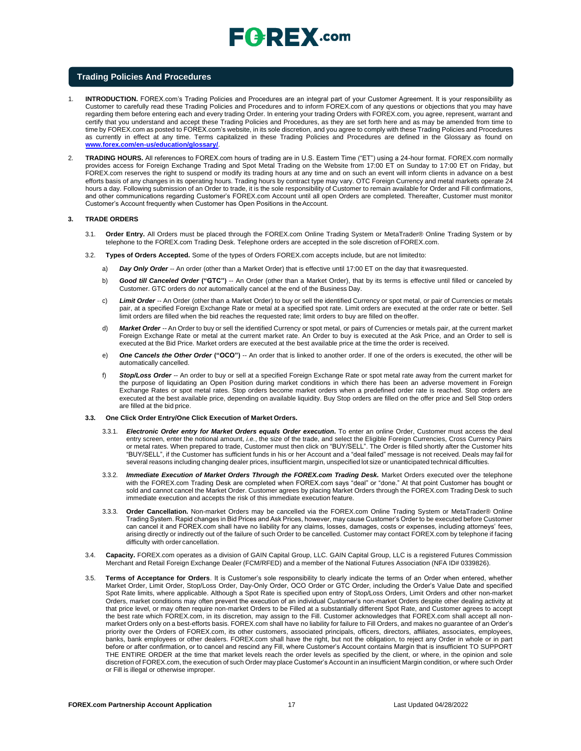## Trading Policies And Procedures

1. **INTRODUCTION.** FOREX.com's Trading Policies and Procedures are an integral part of your Customer Agreement. It is your responsibility as Customer to carefully read these Trading Policies and Procedures and to inform FOREX.com of any questions or objections that you may have regarding them before entering each and every trading Order. In entering your trading Orders with FOREX.com, you agree, represent, warrant and certify that you understand and accept these Trading Policies and Procedures, as they are set forth here and as may be amended from time to time by FOREX.com as posted to FOREX.com's website, in its sole discretion, and you agree to comply with these Trading Policies and Procedures as currently in effect at any time. Terms capitalized in these Trading Policies and Procedures are defined in the Glossary as found on **www.forex.com/en-us/education/glossary/**.

2. **TRADING HOURS.** All references to FOREX.com hours of trading are in U.S. Eastern Time ("ET") using a 24-hour format. FOREX.com normally provides access for Foreign Exchange Trading and Spot Metal Trading on the Website from 17:00 ET on Sunday to 17:00 ET on Friday, but FOREX.com reserves the right to suspend or modify its trading hours at any time and on such an event will inform clients in advance on a best efforts basis of any changes in its operating hours. Trading hours by contract type may vary. OTC Foreign Currency and metal markets operate 24 hours a day. Following submission of an Order to trade, it is the sole responsibility of Customer to remain available for Order and Fill confirmations, and other communications regarding Customer's FOREX.com Account until all open Orders are completed. Thereafter, Customer must monitor Customer's Account frequently when Customer has Open Positions in the Account.

### 3. TRADE ORDERS

3.1. **Order Entry.** All Orders must be placed through the FOREX.com Online Trading System or MetaTrader® Online Trading System or by telephone to the FOREX.com Trading Desk. Telephone orders are accepted in the sole discretion of FOREX.com.

3.2. **Types of Orders Accepted.** Some of the types of Orders FOREX.com accepts include, but are not limited to:

a) ***Day Only Order*** -- An order (other than a Market Order) that is effective until 17:00 ET on the day that it was requested.

b) ***Good till Canceled Order*** **("GTC")** -- An Order (other than a Market Order), that by its terms is effective until filled or canceled by Customer. GTC orders do *not* automatically cancel at the end of the Business Day.

c) ***Limit Order*** -- An Order (other than a Market Order) to buy or sell the identified Currency or spot metal, or pair of Currencies or metals pair, at a specified Foreign Exchange Rate or metal at a specified spot rate. Limit orders are executed at the order rate or better. Sell limit orders are filled when the bid reaches the requested rate; limit orders to buy are filled on the offer.

d) ***Market Order*** -- An Order to buy or sell the identified Currency or spot metal, or pairs of Currencies or metals pair, at the current market Foreign Exchange Rate or metal at the current market rate. An Order to buy is executed at the Ask Price, and an Order to sell is executed at the Bid Price. Market orders are executed at the best available price at the time the order is received.

e) ***One Cancels the Other Order*** **("OCO")** -- An order that is linked to another order. If one of the orders is executed, the other will be automatically cancelled.

f) ***Stop/Loss Order*** -- An order to buy or sell at a specified Foreign Exchange Rate or spot metal rate away from the current market for the purpose of liquidating an Open Position during market conditions in which there has been an adverse movement in Foreign Exchange Rates or spot metal rates. Stop orders become market orders when a predefined order rate is reached. Stop orders are executed at the best available price, depending on available liquidity. Buy Stop orders are filled on the offer price and Sell Stop orders are filled at the bid price.

**3.3. One Click Order Entry/One Click Execution of Market Orders.**

3.3.1. ***Electronic Order entry for Market Orders equals Order execution*.** To enter an online Order, Customer must access the deal entry screen, enter the notional amount, *i.e.*, the size of the trade, and select the Eligible Foreign Currencies, Cross Currency Pairs or metal rates. When prepared to trade, Customer must then click on "BUY/SELL". The Order is filled shortly after the Customer hits "BUY/SELL", if the Customer has sufficient funds in his or her Account and a "deal failed" message is not received. Deals may fail for several reasons including changing dealer prices, insufficient margin, unspecified lot size or unanticipated technical difficulties.

3.3.2. ***Immediate Execution of Market Orders Through the FOREX.com Trading Desk.*** Market Orders executed over the telephone with the FOREX.com Trading Desk are completed when FOREX.com says "deal" or "done." At that point Customer has bought or sold and cannot cancel the Market Order. Customer agrees by placing Market Orders through the FOREX.com Trading Desk to such immediate execution and accepts the risk of this immediate execution feature.

3.3.3. **Order Cancellation.** Non-market Orders may be cancelled via the FOREX.com Online Trading System or MetaTrader® Online Trading System. Rapid changes in Bid Prices and Ask Prices, however, may cause Customer's Order to be executed before Customer can cancel it and FOREX.com shall have no liability for any claims, losses, damages, costs or expenses, including attorneys' fees, arising directly or indirectly out of the failure of such Order to be cancelled. Customer may contact FOREX.com by telephone if facing difficulty with order cancellation.

3.4. **Capacity.** FOREX.com operates as a division of GAIN Capital Group, LLC. GAIN Capital Group, LLC is a registered Futures Commission Merchant and Retail Foreign Exchange Dealer (FCM/RFED) and a member of the National Futures Association (NFA ID# 0339826).

3.5. **Terms of Acceptance for Orders**. It is Customer's sole responsibility to clearly indicate the terms of an Order when entered, whether Market Order, Limit Order, Stop/Loss Order, Day-Only Order, OCO Order or GTC Order, including the Order's Value Date and specified Spot Rate limits, where applicable. Although a Spot Rate is specified upon entry of Stop/Loss Orders, Limit Orders and other non-market Orders, market conditions may often prevent the execution of an individual Customer's non-market Orders despite other dealing activity at that price level, or may often require non-market Orders to be Filled at a substantially different Spot Rate, and Customer agrees to accept the best rate which FOREX.com, in its discretion, may assign to the Fill. Customer acknowledges that FOREX.com shall accept all non-market Orders only on a best-efforts basis. FOREX.com shall have no liability for failure to Fill Orders, and makes no guarantee of an Order's priority over the Orders of FOREX.com, its other customers, associated principals, officers, directors, affiliates, associates, employees, banks, bank employees or other dealers. FOREX.com shall have the right, but not the obligation, to reject any Order in whole or in part before or after confirmation, or to cancel and rescind any Fill, where Customer's Account contains Margin that is insufficient TO SUPPORT THE ENTIRE ORDER at the time that market levels reach the order levels as specified by the client, or where, in the opinion and sole discretion of FOREX.com, the execution of such Order may place Customer's Account in an insufficient Margin condition, or where such Order or Fill is illegal or otherwise improper.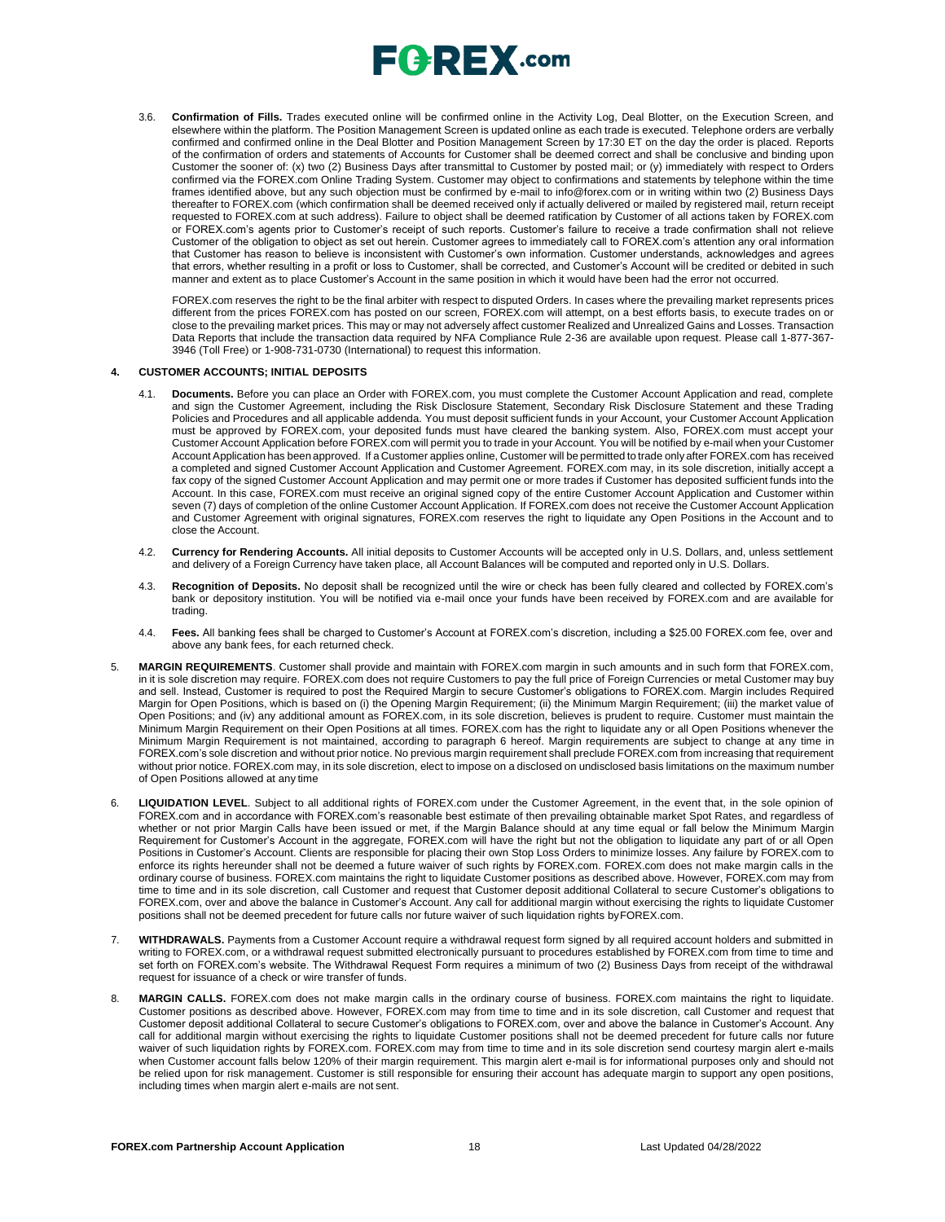3.6. **Confirmation of Fills.** Trades executed online will be confirmed online in the Activity Log, Deal Blotter, on the Execution Screen, and elsewhere within the platform. The Position Management Screen is updated online as each trade is executed. Telephone orders are verbally confirmed and confirmed online in the Deal Blotter and Position Management Screen by 17:30 ET on the day the order is placed. Reports of the confirmation of orders and statements of Accounts for Customer shall be deemed correct and shall be conclusive and binding upon Customer the sooner of: (x) two (2) Business Days after transmittal to Customer by posted mail; or (y) immediately with respect to Orders confirmed via the FOREX.com Online Trading System. Customer may object to confirmations and statements by telephone within the time frames identified above, but any such objection must be confirmed by e-mail to info@forex.com or in writing within two (2) Business Days thereafter to FOREX.com (which confirmation shall be deemed received only if actually delivered or mailed by registered mail, return receipt requested to FOREX.com at such address). Failure to object shall be deemed ratification by Customer of all actions taken by FOREX.com or FOREX.com's agents prior to Customer's receipt of such reports. Customer's failure to receive a trade confirmation shall not relieve Customer of the obligation to object as set out herein. Customer agrees to immediately call to FOREX.com's attention any oral information that Customer has reason to believe is inconsistent with Customer's own information. Customer understands, acknowledges and agrees that errors, whether resulting in a profit or loss to Customer, shall be corrected, and Customer's Account will be credited or debited in such manner and extent as to place Customer's Account in the same position in which it would have been had the error not occurred.

FOREX.com reserves the right to be the final arbiter with respect to disputed Orders. In cases where the prevailing market represents prices different from the prices FOREX.com has posted on our screen, FOREX.com will attempt, on a best efforts basis, to execute trades on or close to the prevailing market prices. This may or may not adversely affect customer Realized and Unrealized Gains and Losses. Transaction Data Reports that include the transaction data required by NFA Compliance Rule 2-36 are available upon request. Please call 1-877-367-3946 (Toll Free) or 1-908-731-0730 (International) to request this information.

## 4. CUSTOMER ACCOUNTS; INITIAL DEPOSITS

4.1. **Documents.** Before you can place an Order with FOREX.com, you must complete the Customer Account Application and read, complete and sign the Customer Agreement, including the Risk Disclosure Statement, Secondary Risk Disclosure Statement and these Trading Policies and Procedures and all applicable addenda. You must deposit sufficient funds in your Account, your Customer Account Application must be approved by FOREX.com, your deposited funds must have cleared the banking system. Also, FOREX.com must accept your Customer Account Application before FOREX.com will permit you to trade in your Account. You will be notified by e-mail when your Customer Account Application has been approved. If a Customer applies online, Customer will be permitted to trade only after FOREX.com has received a completed and signed Customer Account Application and Customer Agreement. FOREX.com may, in its sole discretion, initially accept a fax copy of the signed Customer Account Application and may permit one or more trades if Customer has deposited sufficient funds into the Account. In this case, FOREX.com must receive an original signed copy of the entire Customer Account Application and Customer within seven (7) days of completion of the online Customer Account Application. If FOREX.com does not receive the Customer Account Application and Customer Agreement with original signatures, FOREX.com reserves the right to liquidate any Open Positions in the Account and to close the Account.

4.2. **Currency for Rendering Accounts.** All initial deposits to Customer Accounts will be accepted only in U.S. Dollars, and, unless settlement and delivery of a Foreign Currency have taken place, all Account Balances will be computed and reported only in U.S. Dollars.

4.3. **Recognition of Deposits.** No deposit shall be recognized until the wire or check has been fully cleared and collected by FOREX.com's bank or depository institution. You will be notified via e-mail once your funds have been received by FOREX.com and are available for trading.

4.4. **Fees.** All banking fees shall be charged to Customer's Account at FOREX.com's discretion, including a $25.00 FOREX.com fee, over and above any bank fees, for each returned check.

5. **MARGIN REQUIREMENTS**. Customer shall provide and maintain with FOREX.com margin in such amounts and in such form that FOREX.com, in it is sole discretion may require. FOREX.com does not require Customers to pay the full price of Foreign Currencies or metal Customer may buy and sell. Instead, Customer is required to post the Required Margin to secure Customer's obligations to FOREX.com. Margin includes Required Margin for Open Positions, which is based on (i) the Opening Margin Requirement; (ii) the Minimum Margin Requirement; (iii) the market value of Open Positions; and (iv) any additional amount as FOREX.com, in its sole discretion, believes is prudent to require. Customer must maintain the Minimum Margin Requirement on their Open Positions at all times. FOREX.com has the right to liquidate any or all Open Positions whenever the Minimum Margin Requirement is not maintained, according to paragraph 6 hereof. Margin requirements are subject to change at any time in FOREX.com's sole discretion and without prior notice. No previous margin requirement shall preclude FOREX.com from increasing that requirement without prior notice. FOREX.com may, in its sole discretion, elect to impose on a disclosed on undisclosed basis limitations on the maximum number of Open Positions allowed at any time

6. **LIQUIDATION LEVEL**. Subject to all additional rights of FOREX.com under the Customer Agreement, in the event that, in the sole opinion of FOREX.com and in accordance with FOREX.com's reasonable best estimate of then prevailing obtainable market Spot Rates, and regardless of whether or not prior Margin Calls have been issued or met, if the Margin Balance should at any time equal or fall below the Minimum Margin Requirement for Customer's Account in the aggregate, FOREX.com will have the right but not the obligation to liquidate any part of or all Open Positions in Customer's Account. Clients are responsible for placing their own Stop Loss Orders to minimize losses. Any failure by FOREX.com to enforce its rights hereunder shall not be deemed a future waiver of such rights by FOREX.com. FOREX.com does not make margin calls in the ordinary course of business. FOREX.com maintains the right to liquidate Customer positions as described above. However, FOREX.com may from time to time and in its sole discretion, call Customer and request that Customer deposit additional Collateral to secure Customer's obligations to FOREX.com, over and above the balance in Customer's Account. Any call for additional margin without exercising the rights to liquidate Customer positions shall not be deemed precedent for future calls nor future waiver of such liquidation rights by FOREX.com.

7. **WITHDRAWALS.** Payments from a Customer Account require a withdrawal request form signed by all required account holders and submitted in writing to FOREX.com, or a withdrawal request submitted electronically pursuant to procedures established by FOREX.com from time to time and set forth on FOREX.com's website. The Withdrawal Request Form requires a minimum of two (2) Business Days from receipt of the withdrawal request for issuance of a check or wire transfer of funds.

8. **MARGIN CALLS.** FOREX.com does not make margin calls in the ordinary course of business. FOREX.com maintains the right to liquidate. Customer positions as described above. However, FOREX.com may from time to time and in its sole discretion, call Customer and request that Customer deposit additional Collateral to secure Customer's obligations to FOREX.com, over and above the balance in Customer's Account. Any call for additional margin without exercising the rights to liquidate Customer positions shall not be deemed precedent for future calls nor future waiver of such liquidation rights by FOREX.com. FOREX.com may from time to time and in its sole discretion send courtesy margin alert e-mails when Customer account falls below 120% of their margin requirement. This margin alert e-mail is for informational purposes only and should not be relied upon for risk management. Customer is still responsible for ensuring their account has adequate margin to support any open positions, including times when margin alert e-mails are not sent.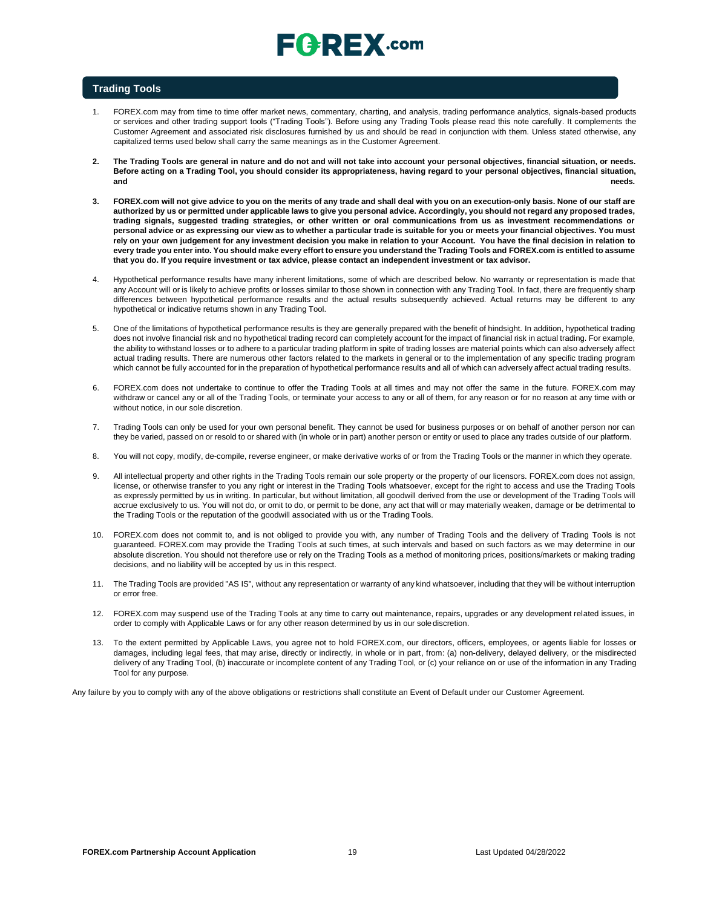## Trading Tools

1. FOREX.com may from time to time offer market news, commentary, charting, and analysis, trading performance analytics, signals-based products or services and other trading support tools ("Trading Tools"). Before using any Trading Tools please read this note carefully. It complements the Customer Agreement and associated risk disclosures furnished by us and should be read in conjunction with them. Unless stated otherwise, any capitalized terms used below shall carry the same meanings as in the Customer Agreement.

2. **The Trading Tools are general in nature and do not and will not take into account your personal objectives, financial situation, or needs. Before acting on a Trading Tool, you should consider its appropriateness, having regard to your personal objectives, financial situation, and needs.**

3. **FOREX.com will not give advice to you on the merits of any trade and shall deal with you on an execution-only basis. None of our staff are authorized by us or permitted under applicable laws to give you personal advice. Accordingly, you should not regard any proposed trades, trading signals, suggested trading strategies, or other written or oral communications from us as investment recommendations or personal advice or as expressing our view as to whether a particular trade is suitable for you or meets your financial objectives. You must rely on your own judgement for any investment decision you make in relation to your Account. You have the final decision in relation to every trade you enter into. You should make every effort to ensure you understand the Trading Tools and FOREX.com is entitled to assume that you do. If you require investment or tax advice, please contact an independent investment or tax advisor.**

4. Hypothetical performance results have many inherent limitations, some of which are described below. No warranty or representation is made that any Account will or is likely to achieve profits or losses similar to those shown in connection with any Trading Tool. In fact, there are frequently sharp differences between hypothetical performance results and the actual results subsequently achieved. Actual returns may be different to any hypothetical or indicative returns shown in any Trading Tool.

5. One of the limitations of hypothetical performance results is they are generally prepared with the benefit of hindsight. In addition, hypothetical trading does not involve financial risk and no hypothetical trading record can completely account for the impact of financial risk in actual trading. For example, the ability to withstand losses or to adhere to a particular trading platform in spite of trading losses are material points which can also adversely affect actual trading results. There are numerous other factors related to the markets in general or to the implementation of any specific trading program which cannot be fully accounted for in the preparation of hypothetical performance results and all of which can adversely affect actual trading results.

6. FOREX.com does not undertake to continue to offer the Trading Tools at all times and may not offer the same in the future. FOREX.com may withdraw or cancel any or all of the Trading Tools, or terminate your access to any or all of them, for any reason or for no reason at any time with or without notice, in our sole discretion.

7. Trading Tools can only be used for your own personal benefit. They cannot be used for business purposes or on behalf of another person nor can they be varied, passed on or resold to or shared with (in whole or in part) another person or entity or used to place any trades outside of our platform.

8. You will not copy, modify, de-compile, reverse engineer, or make derivative works of or from the Trading Tools or the manner in which they operate.

9. All intellectual property and other rights in the Trading Tools remain our sole property or the property of our licensors. FOREX.com does not assign, license, or otherwise transfer to you any right or interest in the Trading Tools whatsoever, except for the right to access and use the Trading Tools as expressly permitted by us in writing. In particular, but without limitation, all goodwill derived from the use or development of the Trading Tools will accrue exclusively to us. You will not do, or omit to do, or permit to be done, any act that will or may materially weaken, damage or be detrimental to the Trading Tools or the reputation of the goodwill associated with us or the Trading Tools.

10. FOREX.com does not commit to, and is not obliged to provide you with, any number of Trading Tools and the delivery of Trading Tools is not guaranteed. FOREX.com may provide the Trading Tools at such times, at such intervals and based on such factors as we may determine in our absolute discretion. You should not therefore use or rely on the Trading Tools as a method of monitoring prices, positions/markets or making trading decisions, and no liability will be accepted by us in this respect.

11. The Trading Tools are provided "AS IS", without any representation or warranty of any kind whatsoever, including that they will be without interruption or error free.

12. FOREX.com may suspend use of the Trading Tools at any time to carry out maintenance, repairs, upgrades or any development related issues, in order to comply with Applicable Laws or for any other reason determined by us in our sole discretion.

13. To the extent permitted by Applicable Laws, you agree not to hold FOREX.com, our directors, officers, employees, or agents liable for losses or damages, including legal fees, that may arise, directly or indirectly, in whole or in part, from: (a) non-delivery, delayed delivery, or the misdirected delivery of any Trading Tool, (b) inaccurate or incomplete content of any Trading Tool, or (c) your reliance on or use of the information in any Trading Tool for any purpose.

Any failure by you to comply with any of the above obligations or restrictions shall constitute an Event of Default under our Customer Agreement.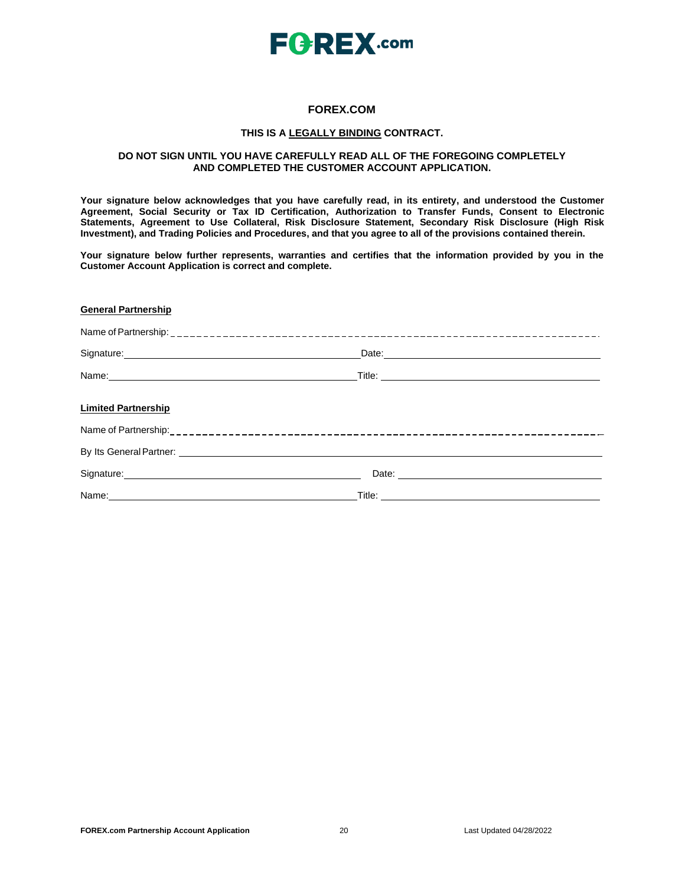# FOREX.COM

**THIS IS A LEGALLY BINDING CONTRACT.**

**DO NOT SIGN UNTIL YOU HAVE CAREFULLY READ ALL OF THE FOREGOING COMPLETELY AND COMPLETED THE CUSTOMER ACCOUNT APPLICATION.**

**Your signature below acknowledges that you have carefully read, in its entirety, and understood the Customer Agreement, Social Security or Tax ID Certification, Authorization to Transfer Funds, Consent to Electronic Statements, Agreement to Use Collateral, Risk Disclosure Statement, Secondary Risk Disclosure (High Risk Investment), and Trading Policies and Procedures, and that you agree to all of the provisions contained therein.**

**Your signature below further represents, warranties and certifies that the information provided by you in the Customer Account Application is correct and complete.**

**General Partnership**

Name of Partnership: ______________________________

Signature: ______________________ Date: ______________________

Name: ______________________ Title: ______________________

**Limited Partnership**

Name of Partnership: ______________________________

By Its General Partner: ______________________________

Signature: ______________________ Date: ______________________

Name: ______________________ Title: ______________________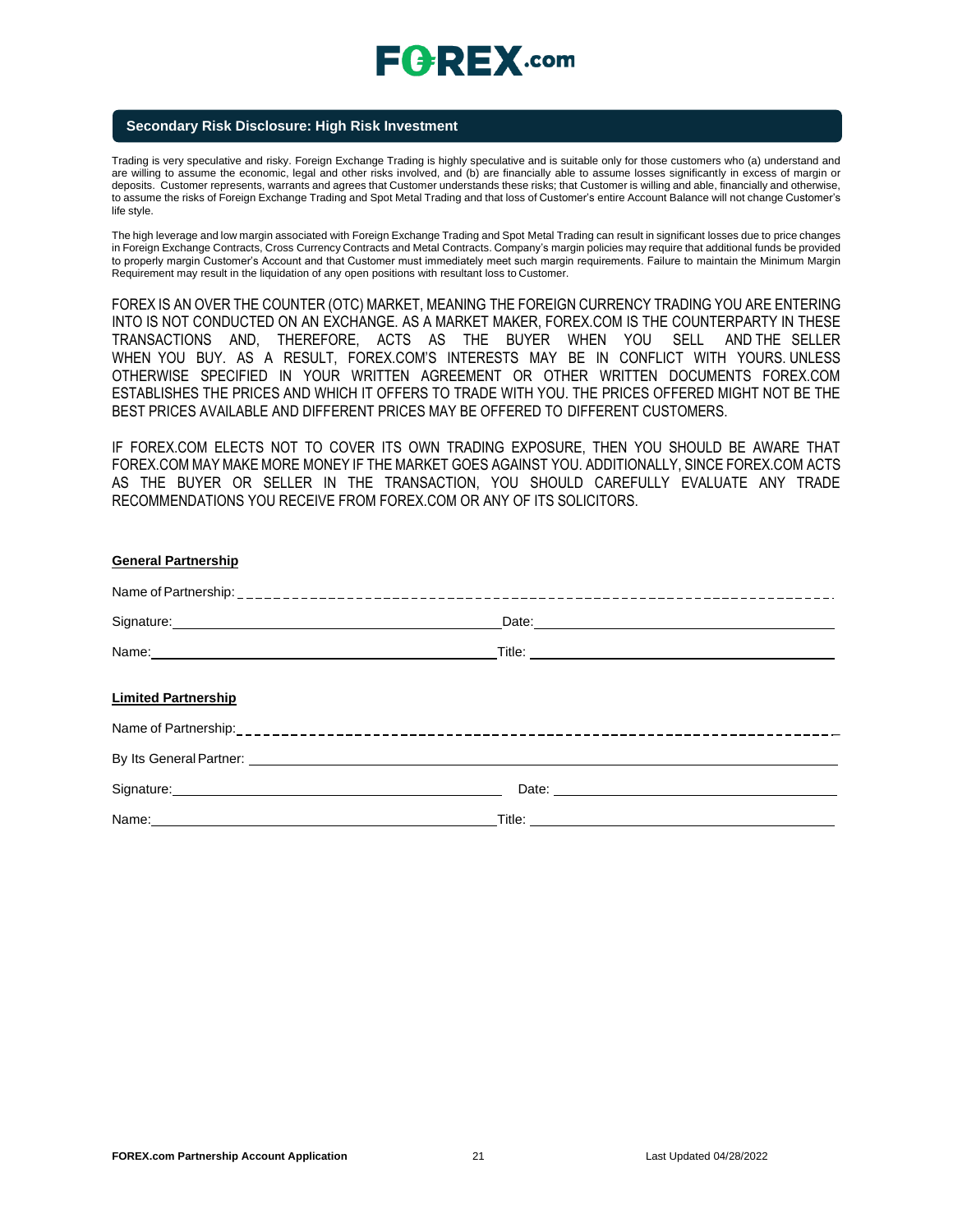## Secondary Risk Disclosure: High Risk Investment

Trading is very speculative and risky. Foreign Exchange Trading is highly speculative and is suitable only for those customers who (a) understand and are willing to assume the economic, legal and other risks involved, and (b) are financially able to assume losses significantly in excess of margin or deposits. Customer represents, warrants and agrees that Customer understands these risks; that Customer is willing and able, financially and otherwise, to assume the risks of Foreign Exchange Trading and Spot Metal Trading and that loss of Customer's entire Account Balance will not change Customer's life style.

The high leverage and low margin associated with Foreign Exchange Trading and Spot Metal Trading can result in significant losses due to price changes in Foreign Exchange Contracts, Cross Currency Contracts and Metal Contracts. Company's margin policies may require that additional funds be provided to properly margin Customer's Account and that Customer must immediately meet such margin requirements. Failure to maintain the Minimum Margin Requirement may result in the liquidation of any open positions with resultant loss to Customer.

FOREX IS AN OVER THE COUNTER (OTC) MARKET, MEANING THE FOREIGN CURRENCY TRADING YOU ARE ENTERING INTO IS NOT CONDUCTED ON AN EXCHANGE. AS A MARKET MAKER, FOREX.COM IS THE COUNTERPARTY IN THESE TRANSACTIONS AND, THEREFORE, ACTS AS THE BUYER WHEN YOU SELL AND THE SELLER WHEN YOU BUY. AS A RESULT, FOREX.COM'S INTERESTS MAY BE IN CONFLICT WITH YOURS. UNLESS OTHERWISE SPECIFIED IN YOUR WRITTEN AGREEMENT OR OTHER WRITTEN DOCUMENTS FOREX.COM ESTABLISHES THE PRICES AND WHICH IT OFFERS TO TRADE WITH YOU. THE PRICES OFFERED MIGHT NOT BE THE BEST PRICES AVAILABLE AND DIFFERENT PRICES MAY BE OFFERED TO DIFFERENT CUSTOMERS.

IF FOREX.COM ELECTS NOT TO COVER ITS OWN TRADING EXPOSURE, THEN YOU SHOULD BE AWARE THAT FOREX.COM MAY MAKE MORE MONEY IF THE MARKET GOES AGAINST YOU. ADDITIONALLY, SINCE FOREX.COM ACTS AS THE BUYER OR SELLER IN THE TRANSACTION, YOU SHOULD CAREFULLY EVALUATE ANY TRADE RECOMMENDATIONS YOU RECEIVE FROM FOREX.COM OR ANY OF ITS SOLICITORS.

**General Partnership**

Name of Partnership: ______________________________

Signature: ______________________ Date: ______________________

Name: ______________________ Title: ______________________

**Limited Partnership**

Name of Partnership: ______________________________

By Its General Partner: ______________________________

Signature: ______________________ Date: ______________________

Name: ______________________ Title: ______________________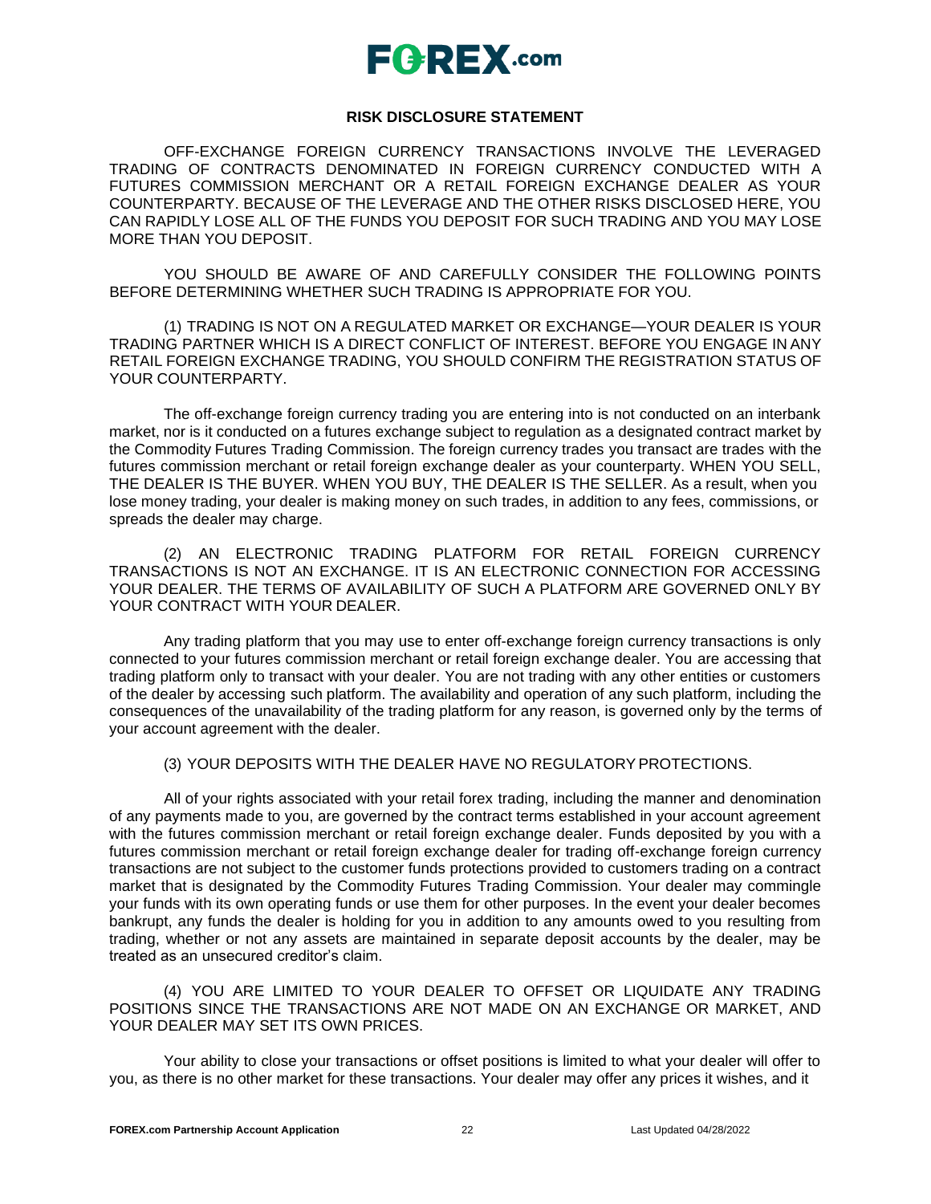**RISK DISCLOSURE STATEMENT**

OFF-EXCHANGE FOREIGN CURRENCY TRANSACTIONS INVOLVE THE LEVERAGED TRADING OF CONTRACTS DENOMINATED IN FOREIGN CURRENCY CONDUCTED WITH A FUTURES COMMISSION MERCHANT OR A RETAIL FOREIGN EXCHANGE DEALER AS YOUR COUNTERPARTY. BECAUSE OF THE LEVERAGE AND THE OTHER RISKS DISCLOSED HERE, YOU CAN RAPIDLY LOSE ALL OF THE FUNDS YOU DEPOSIT FOR SUCH TRADING AND YOU MAY LOSE MORE THAN YOU DEPOSIT.

YOU SHOULD BE AWARE OF AND CAREFULLY CONSIDER THE FOLLOWING POINTS BEFORE DETERMINING WHETHER SUCH TRADING IS APPROPRIATE FOR YOU.

(1) TRADING IS NOT ON A REGULATED MARKET OR EXCHANGE—YOUR DEALER IS YOUR TRADING PARTNER WHICH IS A DIRECT CONFLICT OF INTEREST. BEFORE YOU ENGAGE IN ANY RETAIL FOREIGN EXCHANGE TRADING, YOU SHOULD CONFIRM THE REGISTRATION STATUS OF YOUR COUNTERPARTY.

The off-exchange foreign currency trading you are entering into is not conducted on an interbank market, nor is it conducted on a futures exchange subject to regulation as a designated contract market by the Commodity Futures Trading Commission. The foreign currency trades you transact are trades with the futures commission merchant or retail foreign exchange dealer as your counterparty. WHEN YOU SELL, THE DEALER IS THE BUYER. WHEN YOU BUY, THE DEALER IS THE SELLER. As a result, when you lose money trading, your dealer is making money on such trades, in addition to any fees, commissions, or spreads the dealer may charge.

(2) AN ELECTRONIC TRADING PLATFORM FOR RETAIL FOREIGN CURRENCY TRANSACTIONS IS NOT AN EXCHANGE. IT IS AN ELECTRONIC CONNECTION FOR ACCESSING YOUR DEALER. THE TERMS OF AVAILABILITY OF SUCH A PLATFORM ARE GOVERNED ONLY BY YOUR CONTRACT WITH YOUR DEALER.

Any trading platform that you may use to enter off-exchange foreign currency transactions is only connected to your futures commission merchant or retail foreign exchange dealer. You are accessing that trading platform only to transact with your dealer. You are not trading with any other entities or customers of the dealer by accessing such platform. The availability and operation of any such platform, including the consequences of the unavailability of the trading platform for any reason, is governed only by the terms of your account agreement with the dealer.

(3) YOUR DEPOSITS WITH THE DEALER HAVE NO REGULATORY PROTECTIONS.

All of your rights associated with your retail forex trading, including the manner and denomination of any payments made to you, are governed by the contract terms established in your account agreement with the futures commission merchant or retail foreign exchange dealer. Funds deposited by you with a futures commission merchant or retail foreign exchange dealer for trading off-exchange foreign currency transactions are not subject to the customer funds protections provided to customers trading on a contract market that is designated by the Commodity Futures Trading Commission. Your dealer may commingle your funds with its own operating funds or use them for other purposes. In the event your dealer becomes bankrupt, any funds the dealer is holding for you in addition to any amounts owed to you resulting from trading, whether or not any assets are maintained in separate deposit accounts by the dealer, may be treated as an unsecured creditor's claim.

(4) YOU ARE LIMITED TO YOUR DEALER TO OFFSET OR LIQUIDATE ANY TRADING POSITIONS SINCE THE TRANSACTIONS ARE NOT MADE ON AN EXCHANGE OR MARKET, AND YOUR DEALER MAY SET ITS OWN PRICES.

Your ability to close your transactions or offset positions is limited to what your dealer will offer to you, as there is no other market for these transactions. Your dealer may offer any prices it wishes, and it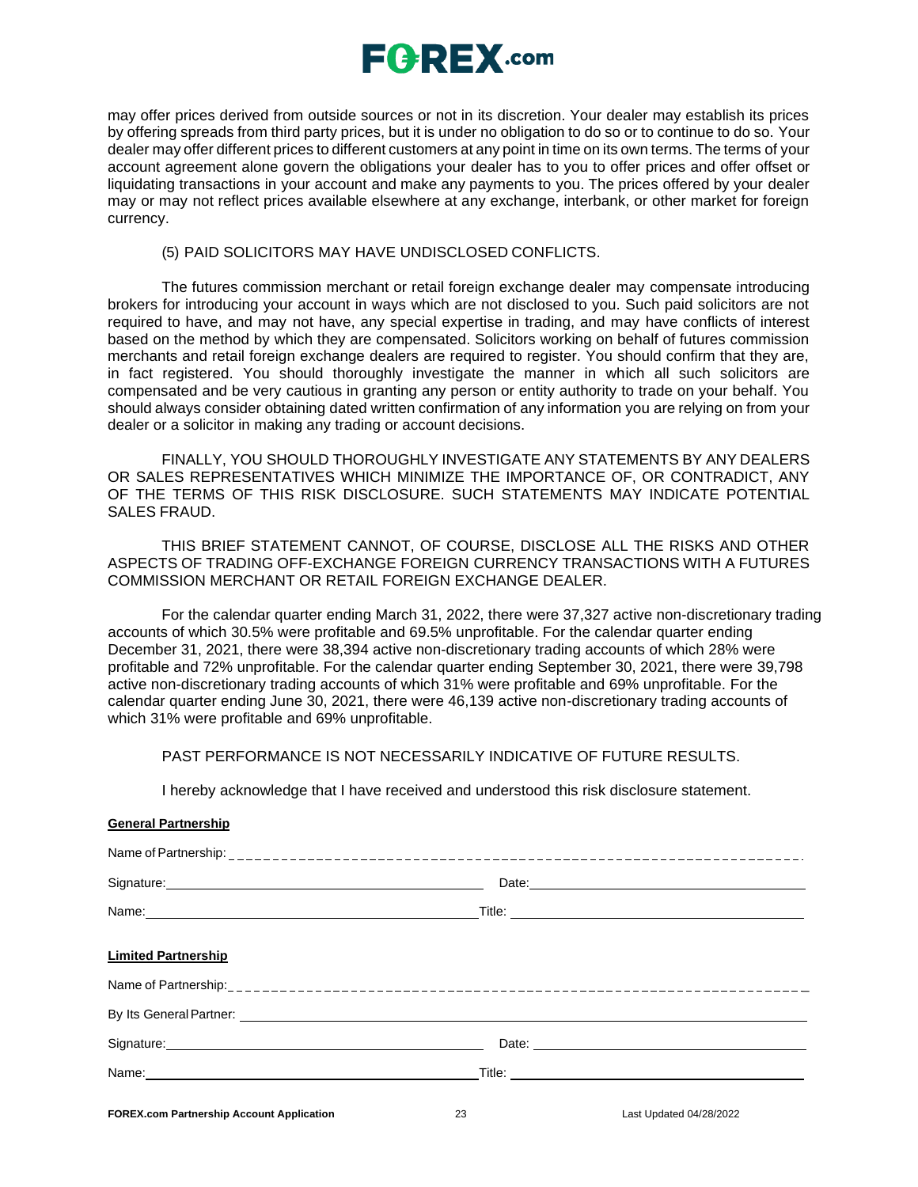may offer prices derived from outside sources or not in its discretion. Your dealer may establish its prices by offering spreads from third party prices, but it is under no obligation to do so or to continue to do so. Your dealer may offer different prices to different customers at any point in time on its own terms. The terms of your account agreement alone govern the obligations your dealer has to you to offer prices and offer offset or liquidating transactions in your account and make any payments to you. The prices offered by your dealer may or may not reflect prices available elsewhere at any exchange, interbank, or other market for foreign currency.

(5) PAID SOLICITORS MAY HAVE UNDISCLOSED CONFLICTS.

The futures commission merchant or retail foreign exchange dealer may compensate introducing brokers for introducing your account in ways which are not disclosed to you. Such paid solicitors are not required to have, and may not have, any special expertise in trading, and may have conflicts of interest based on the method by which they are compensated. Solicitors working on behalf of futures commission merchants and retail foreign exchange dealers are required to register. You should confirm that they are, in fact registered. You should thoroughly investigate the manner in which all such solicitors are compensated and be very cautious in granting any person or entity authority to trade on your behalf. You should always consider obtaining dated written confirmation of any information you are relying on from your dealer or a solicitor in making any trading or account decisions.

FINALLY, YOU SHOULD THOROUGHLY INVESTIGATE ANY STATEMENTS BY ANY DEALERS OR SALES REPRESENTATIVES WHICH MINIMIZE THE IMPORTANCE OF, OR CONTRADICT, ANY OF THE TERMS OF THIS RISK DISCLOSURE. SUCH STATEMENTS MAY INDICATE POTENTIAL SALES FRAUD.

THIS BRIEF STATEMENT CANNOT, OF COURSE, DISCLOSE ALL THE RISKS AND OTHER ASPECTS OF TRADING OFF-EXCHANGE FOREIGN CURRENCY TRANSACTIONS WITH A FUTURES COMMISSION MERCHANT OR RETAIL FOREIGN EXCHANGE DEALER.

For the calendar quarter ending March 31, 2022, there were 37,327 active non-discretionary trading accounts of which 30.5% were profitable and 69.5% unprofitable. For the calendar quarter ending December 31, 2021, there were 38,394 active non-discretionary trading accounts of which 28% were profitable and 72% unprofitable. For the calendar quarter ending September 30, 2021, there were 39,798 active non-discretionary trading accounts of which 31% were profitable and 69% unprofitable. For the calendar quarter ending June 30, 2021, there were 46,139 active non-discretionary trading accounts of which 31% were profitable and 69% unprofitable.

PAST PERFORMANCE IS NOT NECESSARILY INDICATIVE OF FUTURE RESULTS.

I hereby acknowledge that I have received and understood this risk disclosure statement.

**General Partnership**

Name of Partnership: ____________________________________________

Signature: ______________________________ Date: ______________________________

Name: ______________________________ Title: ______________________________

**Limited Partnership**

Name of Partnership: ____________________________________________

By Its General Partner: ____________________________________________

Signature: ______________________________ Date: ______________________________

Name: ______________________________ Title: ______________________________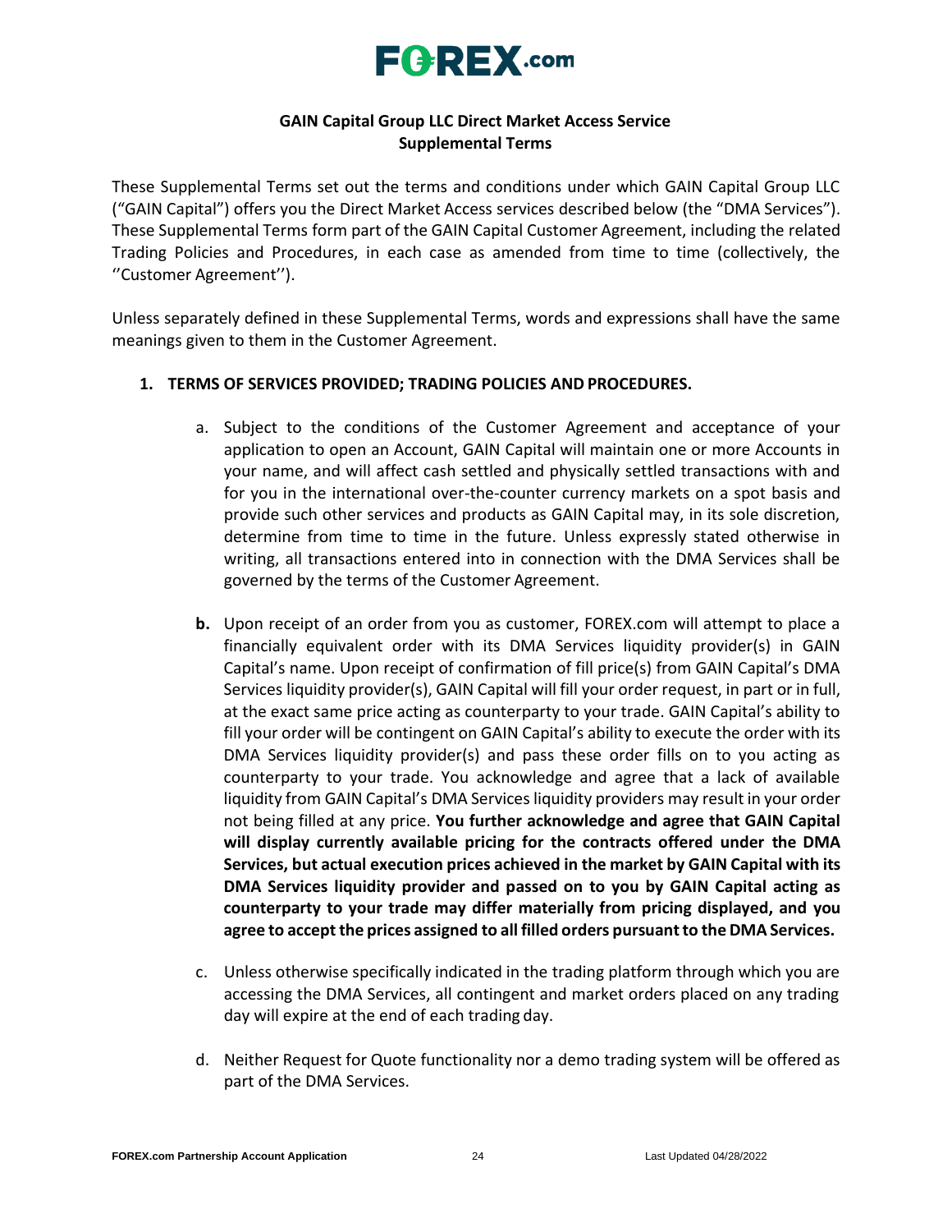# GAIN Capital Group LLC Direct Market Access Service Supplemental Terms

These Supplemental Terms set out the terms and conditions under which GAIN Capital Group LLC ("GAIN Capital") offers you the Direct Market Access services described below (the "DMA Services"). These Supplemental Terms form part of the GAIN Capital Customer Agreement, including the related Trading Policies and Procedures, in each case as amended from time to time (collectively, the ''Customer Agreement'').

Unless separately defined in these Supplemental Terms, words and expressions shall have the same meanings given to them in the Customer Agreement.

1. **TERMS OF SERVICES PROVIDED; TRADING POLICIES AND PROCEDURES.**

   a. Subject to the conditions of the Customer Agreement and acceptance of your application to open an Account, GAIN Capital will maintain one or more Accounts in your name, and will affect cash settled and physically settled transactions with and for you in the international over-the-counter currency markets on a spot basis and provide such other services and products as GAIN Capital may, in its sole discretion, determine from time to time in the future. Unless expressly stated otherwise in writing, all transactions entered into in connection with the DMA Services shall be governed by the terms of the Customer Agreement.

   **b.** Upon receipt of an order from you as customer, FOREX.com will attempt to place a financially equivalent order with its DMA Services liquidity provider(s) in GAIN Capital's name. Upon receipt of confirmation of fill price(s) from GAIN Capital's DMA Services liquidity provider(s), GAIN Capital will fill your order request, in part or in full, at the exact same price acting as counterparty to your trade. GAIN Capital's ability to fill your order will be contingent on GAIN Capital's ability to execute the order with its DMA Services liquidity provider(s) and pass these order fills on to you acting as counterparty to your trade. You acknowledge and agree that a lack of available liquidity from GAIN Capital's DMA Services liquidity providers may result in your order not being filled at any price. **You further acknowledge and agree that GAIN Capital will display currently available pricing for the contracts offered under the DMA Services, but actual execution prices achieved in the market by GAIN Capital with its DMA Services liquidity provider and passed on to you by GAIN Capital acting as counterparty to your trade may differ materially from pricing displayed, and you agree to accept the prices assigned to all filled orders pursuant to the DMA Services.**

   c. Unless otherwise specifically indicated in the trading platform through which you are accessing the DMA Services, all contingent and market orders placed on any trading day will expire at the end of each trading day.

   d. Neither Request for Quote functionality nor a demo trading system will be offered as part of the DMA Services.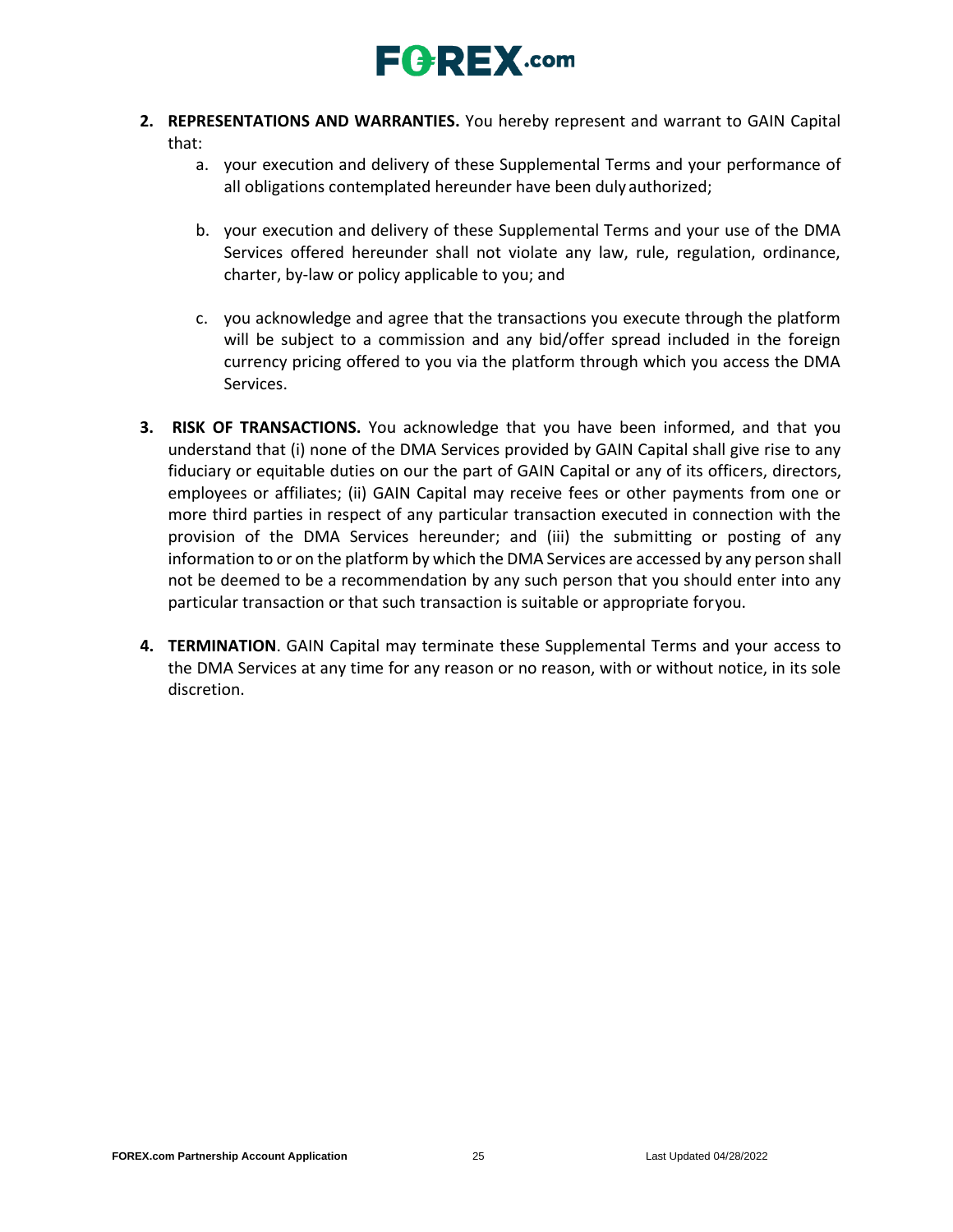2. **REPRESENTATIONS AND WARRANTIES.** You hereby represent and warrant to GAIN Capital that:
   a. your execution and delivery of these Supplemental Terms and your performance of all obligations contemplated hereunder have been duly authorized;

   b. your execution and delivery of these Supplemental Terms and your use of the DMA Services offered hereunder shall not violate any law, rule, regulation, ordinance, charter, by-law or policy applicable to you; and

   c. you acknowledge and agree that the transactions you execute through the platform will be subject to a commission and any bid/offer spread included in the foreign currency pricing offered to you via the platform through which you access the DMA Services.

3. **RISK OF TRANSACTIONS.** You acknowledge that you have been informed, and that you understand that (i) none of the DMA Services provided by GAIN Capital shall give rise to any fiduciary or equitable duties on our the part of GAIN Capital or any of its officers, directors, employees or affiliates; (ii) GAIN Capital may receive fees or other payments from one or more third parties in respect of any particular transaction executed in connection with the provision of the DMA Services hereunder; and (iii) the submitting or posting of any information to or on the platform by which the DMA Services are accessed by any person shall not be deemed to be a recommendation by any such person that you should enter into any particular transaction or that such transaction is suitable or appropriate foryou.

4. **TERMINATION**. GAIN Capital may terminate these Supplemental Terms and your access to the DMA Services at any time for any reason or no reason, with or without notice, in its sole discretion.